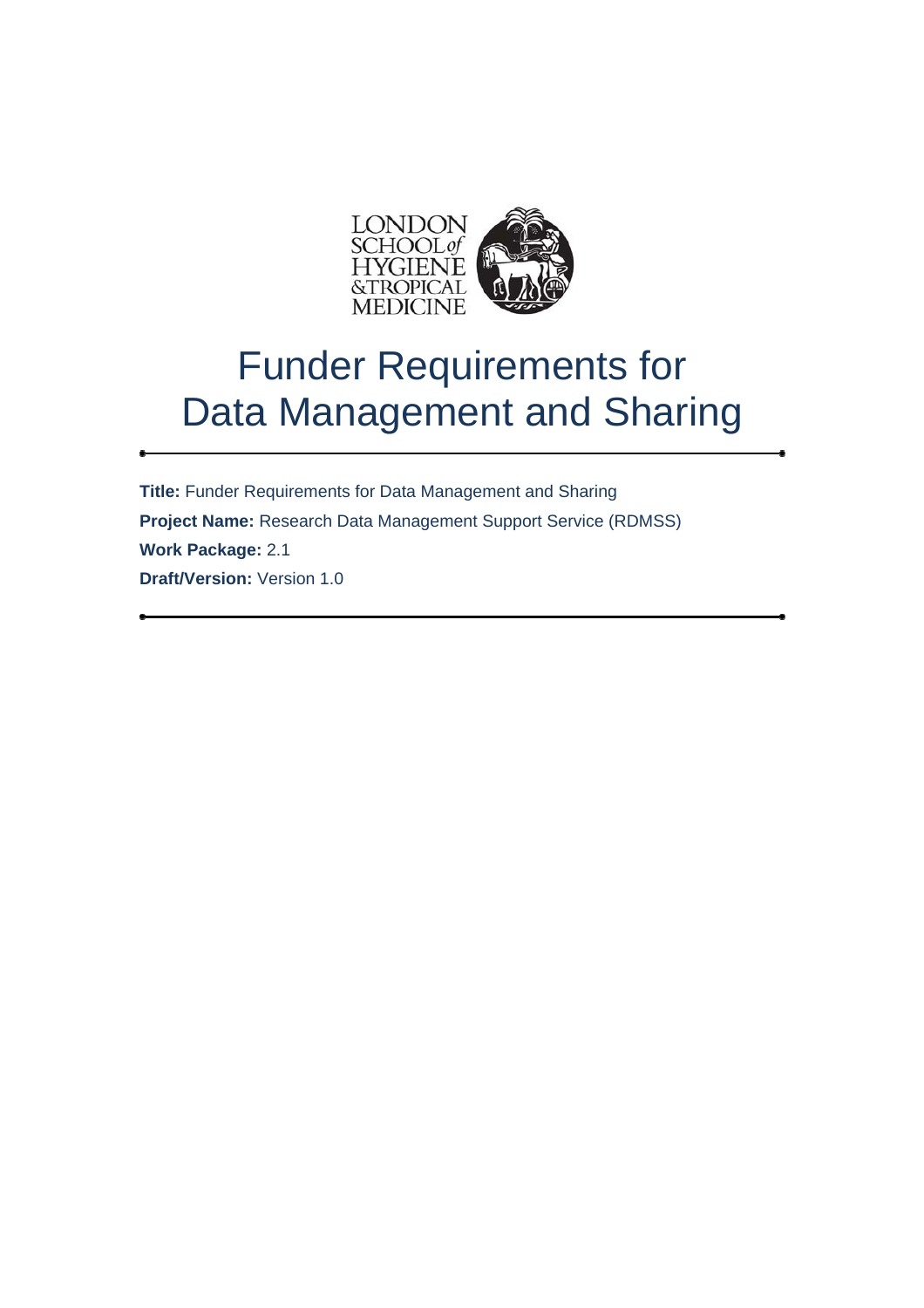LONDON SCHOOL of HYGIENE & TROPICAL MEDICINE

# Funder Requirements for Data Management and Sharing

---

**Title:** Funder Requirements for Data Management and Sharing

**Project Name:** Research Data Management Support Service (RDMSS)

**Work Package:** 2.1

**Draft/Version:** Version 1.0

---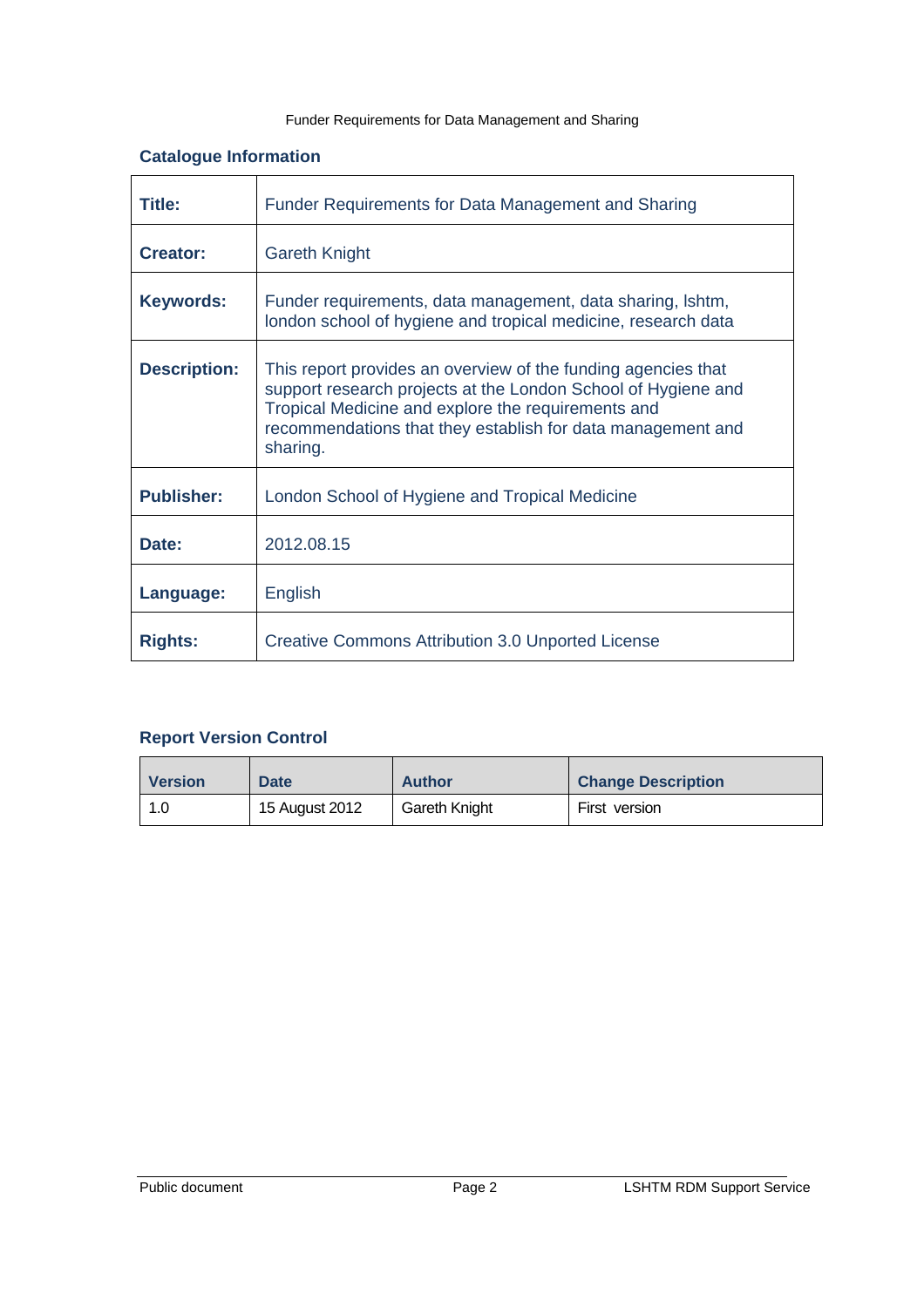## Catalogue Information

| | |
|---|---|
| **Title:** | Funder Requirements for Data Management and Sharing |
| **Creator:** | Gareth Knight |
| **Keywords:** | Funder requirements, data management, data sharing, lshtm, london school of hygiene and tropical medicine, research data |
| **Description:** | This report provides an overview of the funding agencies that support research projects at the London School of Hygiene and Tropical Medicine and explore the requirements and recommendations that they establish for data management and sharing. |
| **Publisher:** | London School of Hygiene and Tropical Medicine |
| **Date:** | 2012.08.15 |
| **Language:** | English |
| **Rights:** | Creative Commons Attribution 3.0 Unported License |

## Report Version Control

| Version | Date | Author | Change Description |
|---|---|---|---|
| 1.0 | 15 August 2012 | Gareth Knight | First version |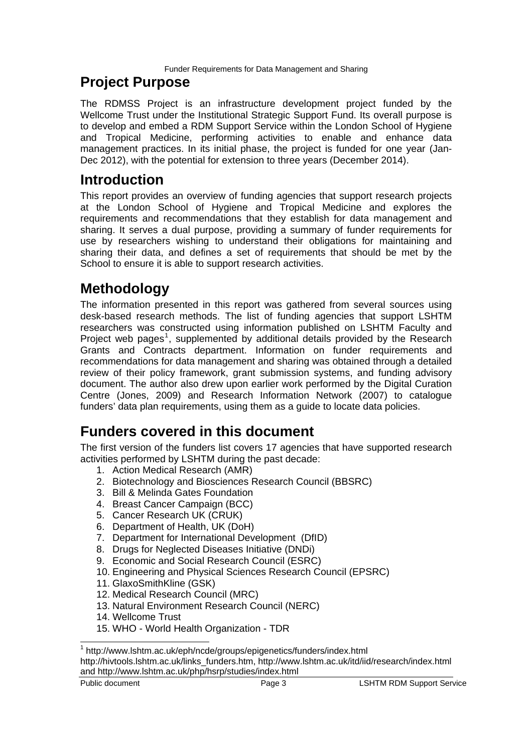## Project Purpose

The RDMSS Project is an infrastructure development project funded by the Wellcome Trust under the Institutional Strategic Support Fund. Its overall purpose is to develop and embed a RDM Support Service within the London School of Hygiene and Tropical Medicine, performing activities to enable and enhance data management practices. In its initial phase, the project is funded for one year (Jan-Dec 2012), with the potential for extension to three years (December 2014).

## Introduction

This report provides an overview of funding agencies that support research projects at the London School of Hygiene and Tropical Medicine and explores the requirements and recommendations that they establish for data management and sharing. It serves a dual purpose, providing a summary of funder requirements for use by researchers wishing to understand their obligations for maintaining and sharing their data, and defines a set of requirements that should be met by the School to ensure it is able to support research activities.

## Methodology

The information presented in this report was gathered from several sources using desk-based research methods. The list of funding agencies that support LSHTM researchers was constructed using information published on LSHTM Faculty and Project web pages[1], supplemented by additional details provided by the Research Grants and Contracts department. Information on funder requirements and recommendations for data management and sharing was obtained through a detailed review of their policy framework, grant submission systems, and funding advisory document. The author also drew upon earlier work performed by the Digital Curation Centre (Jones, 2009) and Research Information Network (2007) to catalogue funders' data plan requirements, using them as a guide to locate data policies.

## Funders covered in this document

The first version of the funders list covers 17 agencies that have supported research activities performed by LSHTM during the past decade:

1. Action Medical Research (AMR)
2. Biotechnology and Biosciences Research Council (BBSRC)
3. Bill & Melinda Gates Foundation
4. Breast Cancer Campaign (BCC)
5. Cancer Research UK (CRUK)
6. Department of Health, UK (DoH)
7. Department for International Development (DfID)
8. Drugs for Neglected Diseases Initiative (DNDi)
9. Economic and Social Research Council (ESRC)
10. Engineering and Physical Sciences Research Council (EPSRC)
11. GlaxoSmithKline (GSK)
12. Medical Research Council (MRC)
13. Natural Environment Research Council (NERC)
14. Wellcome Trust
15. WHO - World Health Organization - TDR

[1] http://www.lshtm.ac.uk/eph/ncde/groups/epigenetics/funders/index.html http://hivtools.lshtm.ac.uk/links_funders.htm, http://www.lshtm.ac.uk/itd/iid/research/index.html and http://www.lshtm.ac.uk/php/hsrp/studies/index.html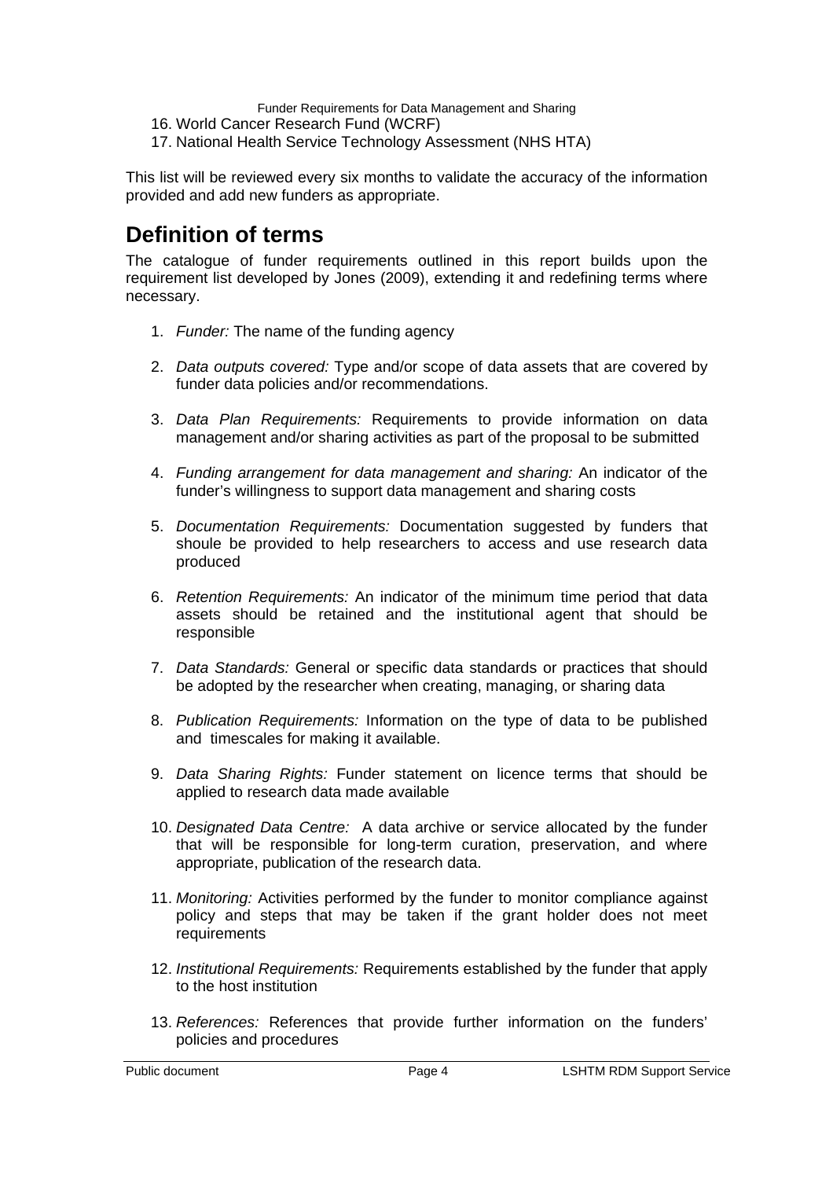16. World Cancer Research Fund (WCRF)
17. National Health Service Technology Assessment (NHS HTA)

This list will be reviewed every six months to validate the accuracy of the information provided and add new funders as appropriate.

## Definition of terms

The catalogue of funder requirements outlined in this report builds upon the requirement list developed by Jones (2009), extending it and redefining terms where necessary.

1. *Funder:* The name of the funding agency

2. *Data outputs covered:* Type and/or scope of data assets that are covered by funder data policies and/or recommendations.

3. *Data Plan Requirements:* Requirements to provide information on data management and/or sharing activities as part of the proposal to be submitted

4. *Funding arrangement for data management and sharing:* An indicator of the funder's willingness to support data management and sharing costs

5. *Documentation Requirements:* Documentation suggested by funders that shoule be provided to help researchers to access and use research data produced

6. *Retention Requirements:* An indicator of the minimum time period that data assets should be retained and the institutional agent that should be responsible

7. *Data Standards:* General or specific data standards or practices that should be adopted by the researcher when creating, managing, or sharing data

8. *Publication Requirements:* Information on the type of data to be published and timescales for making it available.

9. *Data Sharing Rights:* Funder statement on licence terms that should be applied to research data made available

10. *Designated Data Centre:* A data archive or service allocated by the funder that will be responsible for long-term curation, preservation, and where appropriate, publication of the research data.

11. *Monitoring:* Activities performed by the funder to monitor compliance against policy and steps that may be taken if the grant holder does not meet requirements

12. *Institutional Requirements:* Requirements established by the funder that apply to the host institution

13. *References:* References that provide further information on the funders' policies and procedures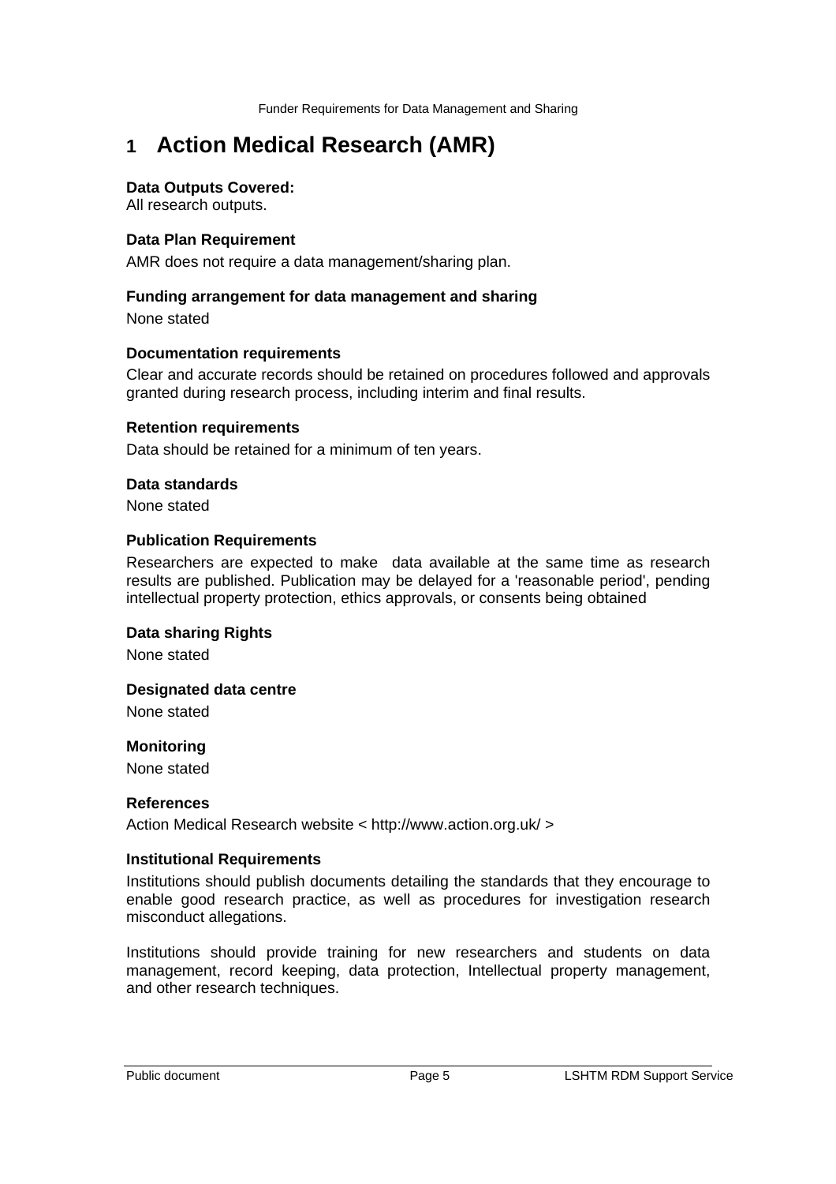# 1 Action Medical Research (AMR)

**Data Outputs Covered:**
All research outputs.

**Data Plan Requirement**

AMR does not require a data management/sharing plan.

**Funding arrangement for data management and sharing**

None stated

**Documentation requirements**

Clear and accurate records should be retained on procedures followed and approvals granted during research process, including interim and final results.

**Retention requirements**

Data should be retained for a minimum of ten years.

**Data standards**

None stated

**Publication Requirements**

Researchers are expected to make data available at the same time as research results are published. Publication may be delayed for a 'reasonable period', pending intellectual property protection, ethics approvals, or consents being obtained

**Data sharing Rights**

None stated

**Designated data centre**

None stated

**Monitoring**

None stated

**References**

Action Medical Research website < http://www.action.org.uk/ >

**Institutional Requirements**

Institutions should publish documents detailing the standards that they encourage to enable good research practice, as well as procedures for investigation research misconduct allegations.

Institutions should provide training for new researchers and students on data management, record keeping, data protection, Intellectual property management, and other research techniques.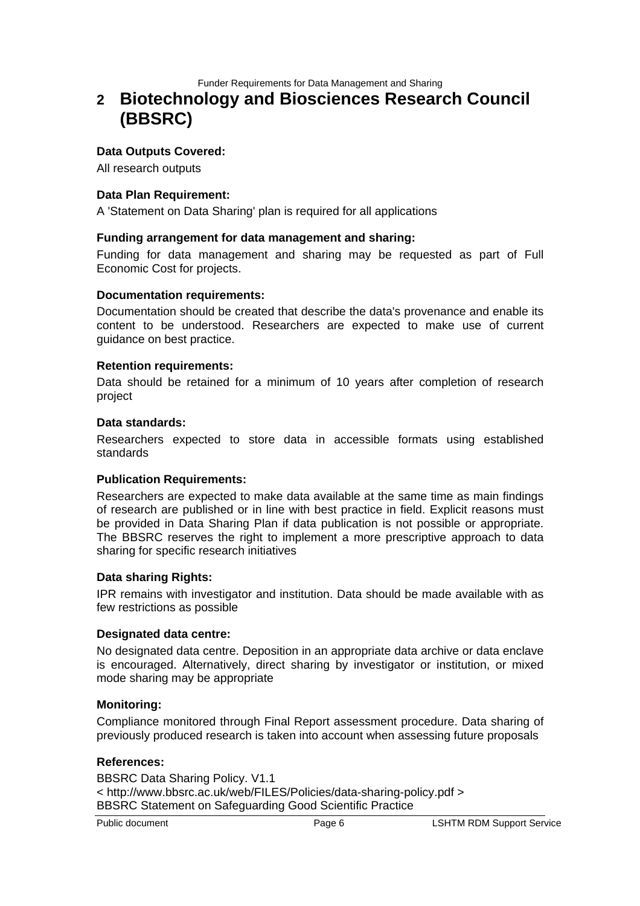# 2 Biotechnology and Biosciences Research Council (BBSRC)

**Data Outputs Covered:**

All research outputs

**Data Plan Requirement:**

A 'Statement on Data Sharing' plan is required for all applications

**Funding arrangement for data management and sharing:**

Funding for data management and sharing may be requested as part of Full Economic Cost for projects.

**Documentation requirements:**

Documentation should be created that describe the data's provenance and enable its content to be understood. Researchers are expected to make use of current guidance on best practice.

**Retention requirements:**

Data should be retained for a minimum of 10 years after completion of research project

**Data standards:**

Researchers expected to store data in accessible formats using established standards

**Publication Requirements:**

Researchers are expected to make data available at the same time as main findings of research are published or in line with best practice in field. Explicit reasons must be provided in Data Sharing Plan if data publication is not possible or appropriate. The BBSRC reserves the right to implement a more prescriptive approach to data sharing for specific research initiatives

**Data sharing Rights:**

IPR remains with investigator and institution. Data should be made available with as few restrictions as possible

**Designated data centre:**

No designated data centre. Deposition in an appropriate data archive or data enclave is encouraged. Alternatively, direct sharing by investigator or institution, or mixed mode sharing may be appropriate

**Monitoring:**

Compliance monitored through Final Report assessment procedure. Data sharing of previously produced research is taken into account when assessing future proposals

**References:**

BBSRC Data Sharing Policy. V1.1
< http://www.bbsrc.ac.uk/web/FILES/Policies/data-sharing-policy.pdf >
BBSRC Statement on Safeguarding Good Scientific Practice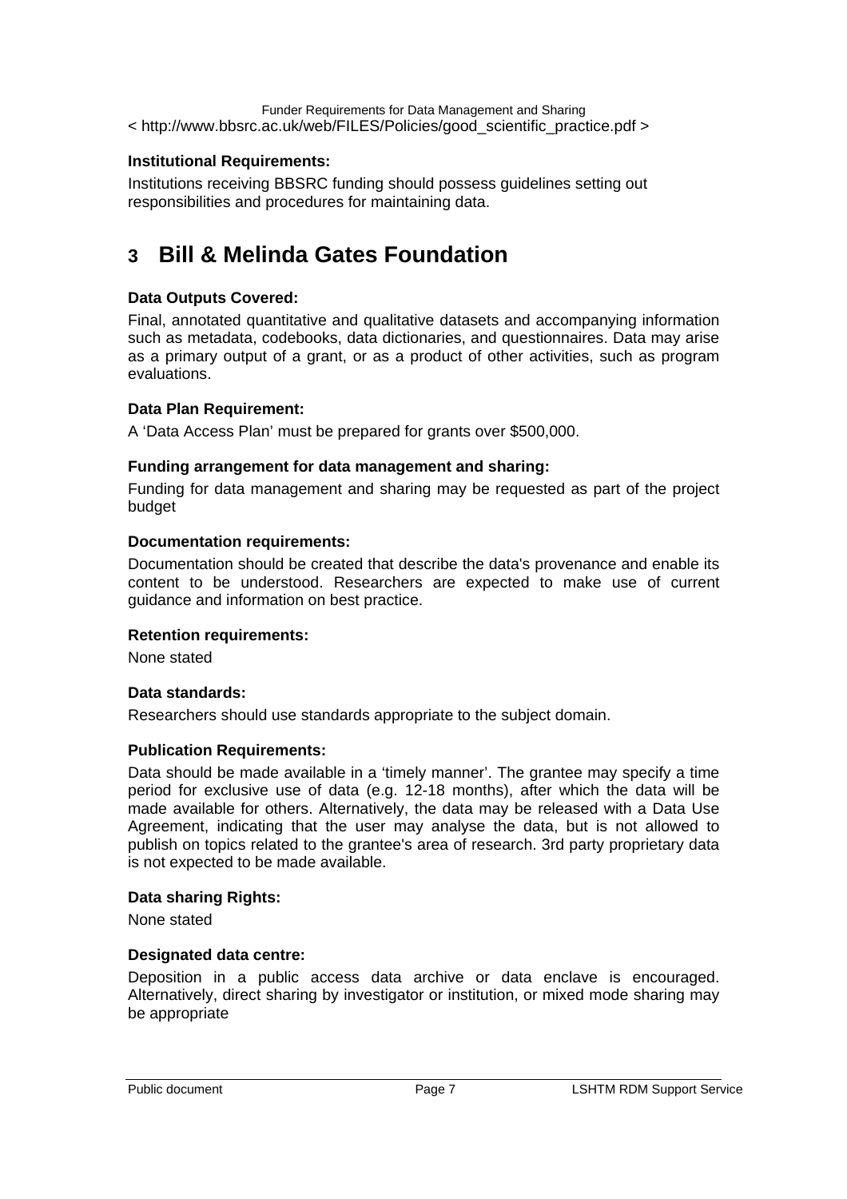< http://www.bbsrc.ac.uk/web/FILES/Policies/good_scientific_practice.pdf >

**Institutional Requirements:**

Institutions receiving BBSRC funding should possess guidelines setting out responsibilities and procedures for maintaining data.

# 3 Bill & Melinda Gates Foundation

**Data Outputs Covered:**

Final, annotated quantitative and qualitative datasets and accompanying information such as metadata, codebooks, data dictionaries, and questionnaires. Data may arise as a primary output of a grant, or as a product of other activities, such as program evaluations.

**Data Plan Requirement:**

A 'Data Access Plan' must be prepared for grants over $500,000.

**Funding arrangement for data management and sharing:**

Funding for data management and sharing may be requested as part of the project budget

**Documentation requirements:**

Documentation should be created that describe the data's provenance and enable its content to be understood. Researchers are expected to make use of current guidance and information on best practice.

**Retention requirements:**

None stated

**Data standards:**

Researchers should use standards appropriate to the subject domain.

**Publication Requirements:**

Data should be made available in a 'timely manner'. The grantee may specify a time period for exclusive use of data (e.g. 12-18 months), after which the data will be made available for others. Alternatively, the data may be released with a Data Use Agreement, indicating that the user may analyse the data, but is not allowed to publish on topics related to the grantee's area of research. 3rd party proprietary data is not expected to be made available.

**Data sharing Rights:**

None stated

**Designated data centre:**

Deposition in a public access data archive or data enclave is encouraged. Alternatively, direct sharing by investigator or institution, or mixed mode sharing may be appropriate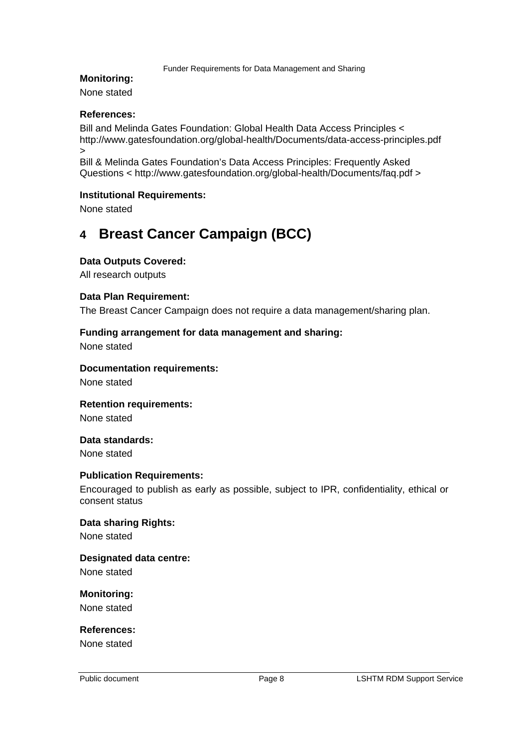**Monitoring:**

None stated

**References:**

Bill and Melinda Gates Foundation: Global Health Data Access Principles < http://www.gatesfoundation.org/global-health/Documents/data-access-principles.pdf >

Bill & Melinda Gates Foundation's Data Access Principles: Frequently Asked Questions < http://www.gatesfoundation.org/global-health/Documents/faq.pdf >

**Institutional Requirements:**

None stated

# 4 Breast Cancer Campaign (BCC)

**Data Outputs Covered:**

All research outputs

**Data Plan Requirement:**

The Breast Cancer Campaign does not require a data management/sharing plan.

**Funding arrangement for data management and sharing:**

None stated

**Documentation requirements:**

None stated

**Retention requirements:**

None stated

**Data standards:**

None stated

**Publication Requirements:**

Encouraged to publish as early as possible, subject to IPR, confidentiality, ethical or consent status

**Data sharing Rights:**

None stated

**Designated data centre:**

None stated

**Monitoring:**

None stated

**References:**

None stated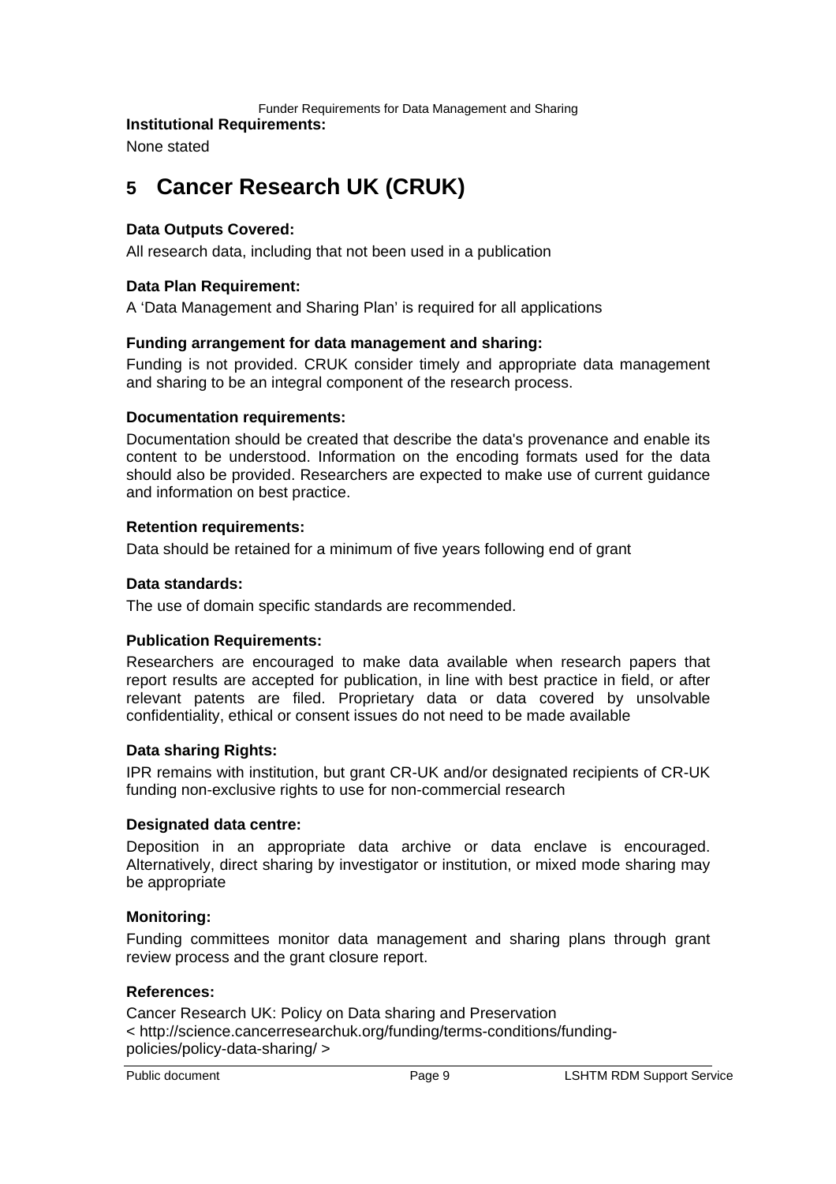**Institutional Requirements:**

None stated

# 5 Cancer Research UK (CRUK)

**Data Outputs Covered:**

All research data, including that not been used in a publication

**Data Plan Requirement:**

A 'Data Management and Sharing Plan' is required for all applications

**Funding arrangement for data management and sharing:**

Funding is not provided. CRUK consider timely and appropriate data management and sharing to be an integral component of the research process.

**Documentation requirements:**

Documentation should be created that describe the data's provenance and enable its content to be understood. Information on the encoding formats used for the data should also be provided. Researchers are expected to make use of current guidance and information on best practice.

**Retention requirements:**

Data should be retained for a minimum of five years following end of grant

**Data standards:**

The use of domain specific standards are recommended.

**Publication Requirements:**

Researchers are encouraged to make data available when research papers that report results are accepted for publication, in line with best practice in field, or after relevant patents are filed. Proprietary data or data covered by unsolvable confidentiality, ethical or consent issues do not need to be made available

**Data sharing Rights:**

IPR remains with institution, but grant CR-UK and/or designated recipients of CR-UK funding non-exclusive rights to use for non-commercial research

**Designated data centre:**

Deposition in an appropriate data archive or data enclave is encouraged. Alternatively, direct sharing by investigator or institution, or mixed mode sharing may be appropriate

**Monitoring:**

Funding committees monitor data management and sharing plans through grant review process and the grant closure report.

**References:**

Cancer Research UK: Policy on Data sharing and Preservation
< http://science.cancerresearchuk.org/funding/terms-conditions/funding-policies/policy-data-sharing/ >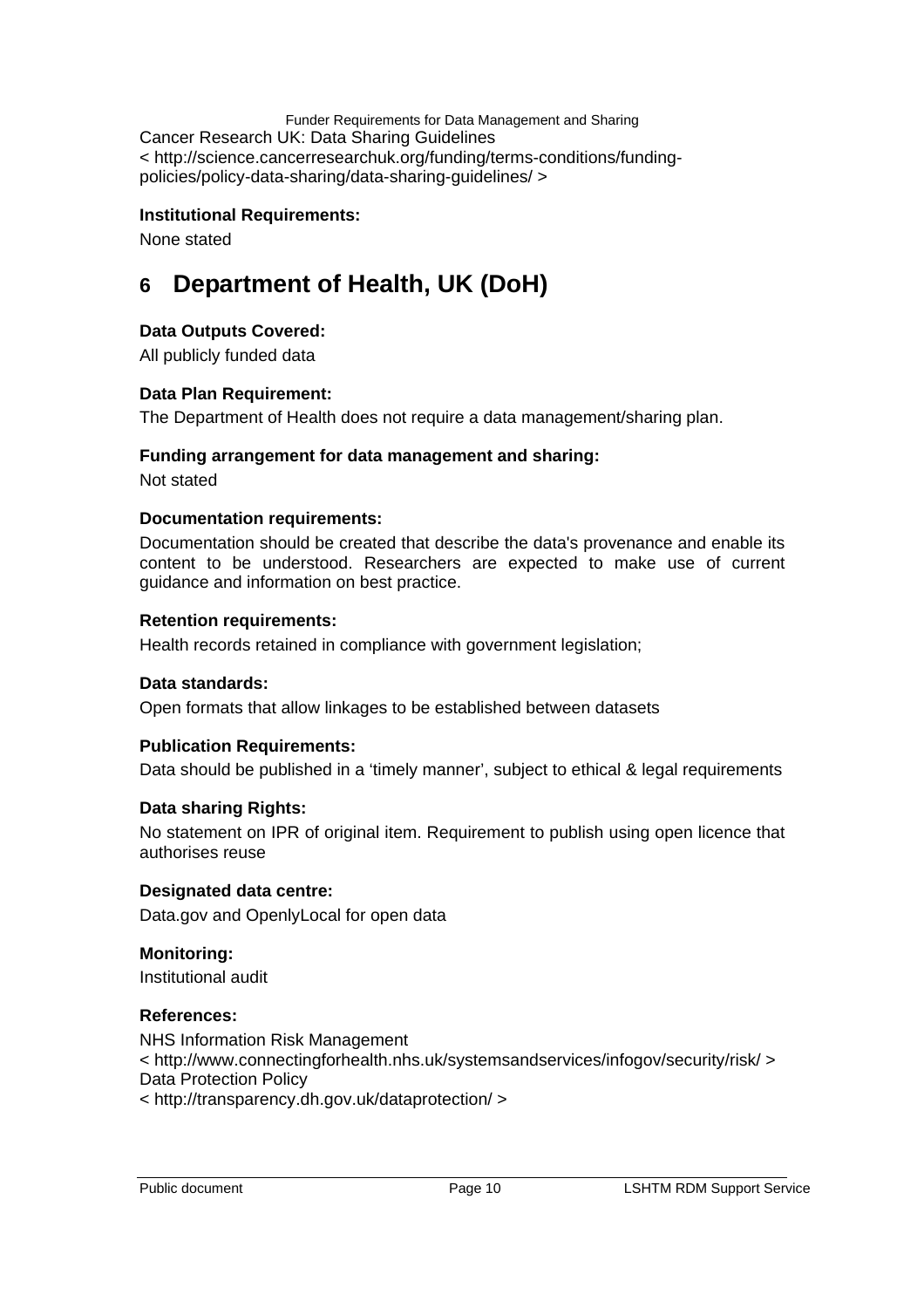Cancer Research UK: Data Sharing Guidelines
< http://science.cancerresearchuk.org/funding/terms-conditions/funding-policies/policy-data-sharing/data-sharing-guidelines/ >

**Institutional Requirements:**

None stated

# 6 Department of Health, UK (DoH)

**Data Outputs Covered:**

All publicly funded data

**Data Plan Requirement:**

The Department of Health does not require a data management/sharing plan.

**Funding arrangement for data management and sharing:**

Not stated

**Documentation requirements:**

Documentation should be created that describe the data's provenance and enable its content to be understood. Researchers are expected to make use of current guidance and information on best practice.

**Retention requirements:**

Health records retained in compliance with government legislation;

**Data standards:**

Open formats that allow linkages to be established between datasets

**Publication Requirements:**

Data should be published in a 'timely manner', subject to ethical & legal requirements

**Data sharing Rights:**

No statement on IPR of original item. Requirement to publish using open licence that authorises reuse

**Designated data centre:**

Data.gov and OpenlyLocal for open data

**Monitoring:**

Institutional audit

**References:**

NHS Information Risk Management
< http://www.connectingforhealth.nhs.uk/systemsandservices/infogov/security/risk/ >
Data Protection Policy
< http://transparency.dh.gov.uk/dataprotection/ >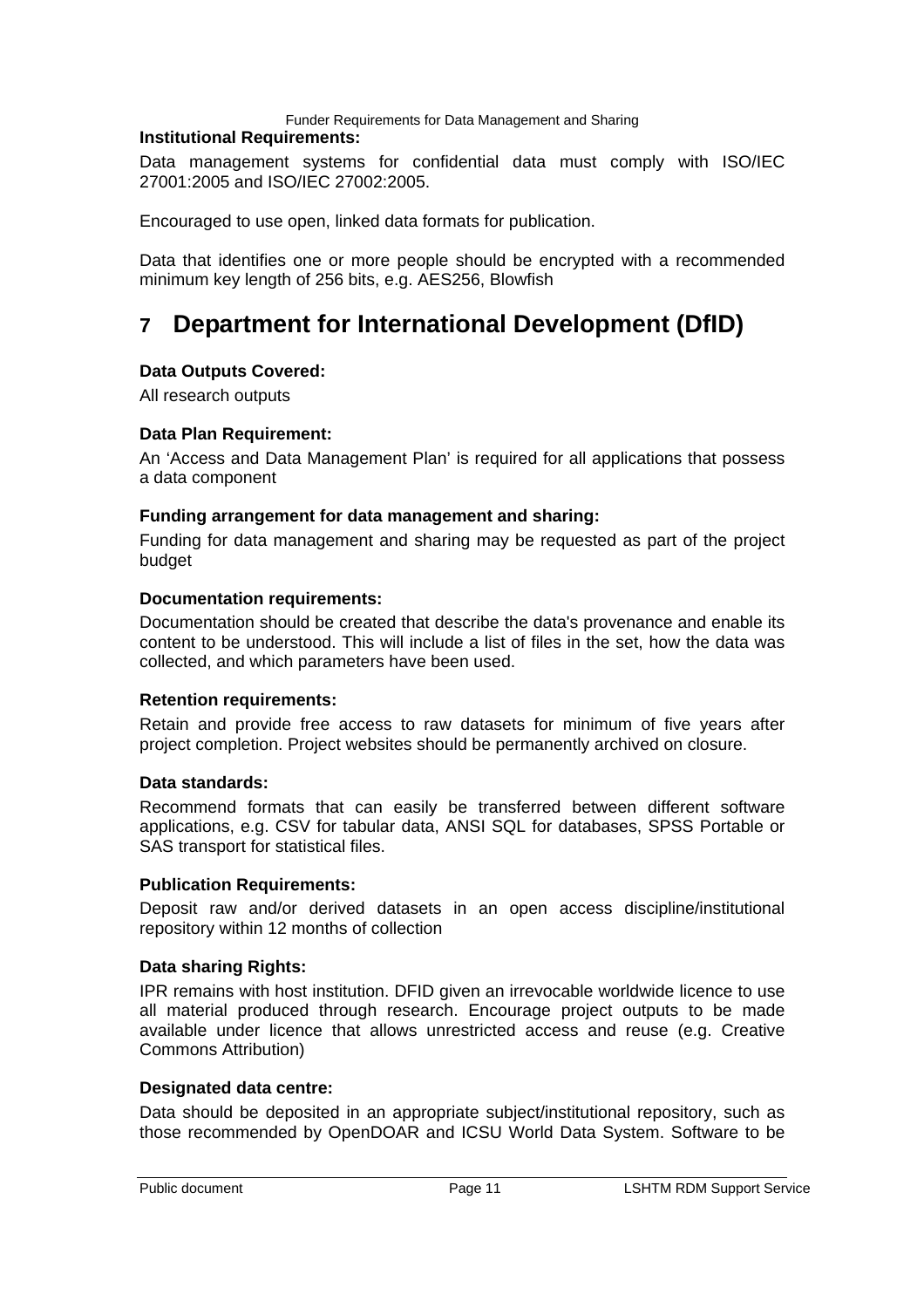**Institutional Requirements:**

Data management systems for confidential data must comply with ISO/IEC 27001:2005 and ISO/IEC 27002:2005.

Encouraged to use open, linked data formats for publication.

Data that identifies one or more people should be encrypted with a recommended minimum key length of 256 bits, e.g. AES256, Blowfish

# 7 Department for International Development (DfID)

**Data Outputs Covered:**

All research outputs

**Data Plan Requirement:**

An 'Access and Data Management Plan' is required for all applications that possess a data component

**Funding arrangement for data management and sharing:**

Funding for data management and sharing may be requested as part of the project budget

**Documentation requirements:**

Documentation should be created that describe the data's provenance and enable its content to be understood. This will include a list of files in the set, how the data was collected, and which parameters have been used.

**Retention requirements:**

Retain and provide free access to raw datasets for minimum of five years after project completion. Project websites should be permanently archived on closure.

**Data standards:**

Recommend formats that can easily be transferred between different software applications, e.g. CSV for tabular data, ANSI SQL for databases, SPSS Portable or SAS transport for statistical files.

**Publication Requirements:**

Deposit raw and/or derived datasets in an open access discipline/institutional repository within 12 months of collection

**Data sharing Rights:**

IPR remains with host institution. DFID given an irrevocable worldwide licence to use all material produced through research. Encourage project outputs to be made available under licence that allows unrestricted access and reuse (e.g. Creative Commons Attribution)

**Designated data centre:**

Data should be deposited in an appropriate subject/institutional repository, such as those recommended by OpenDOAR and ICSU World Data System. Software to be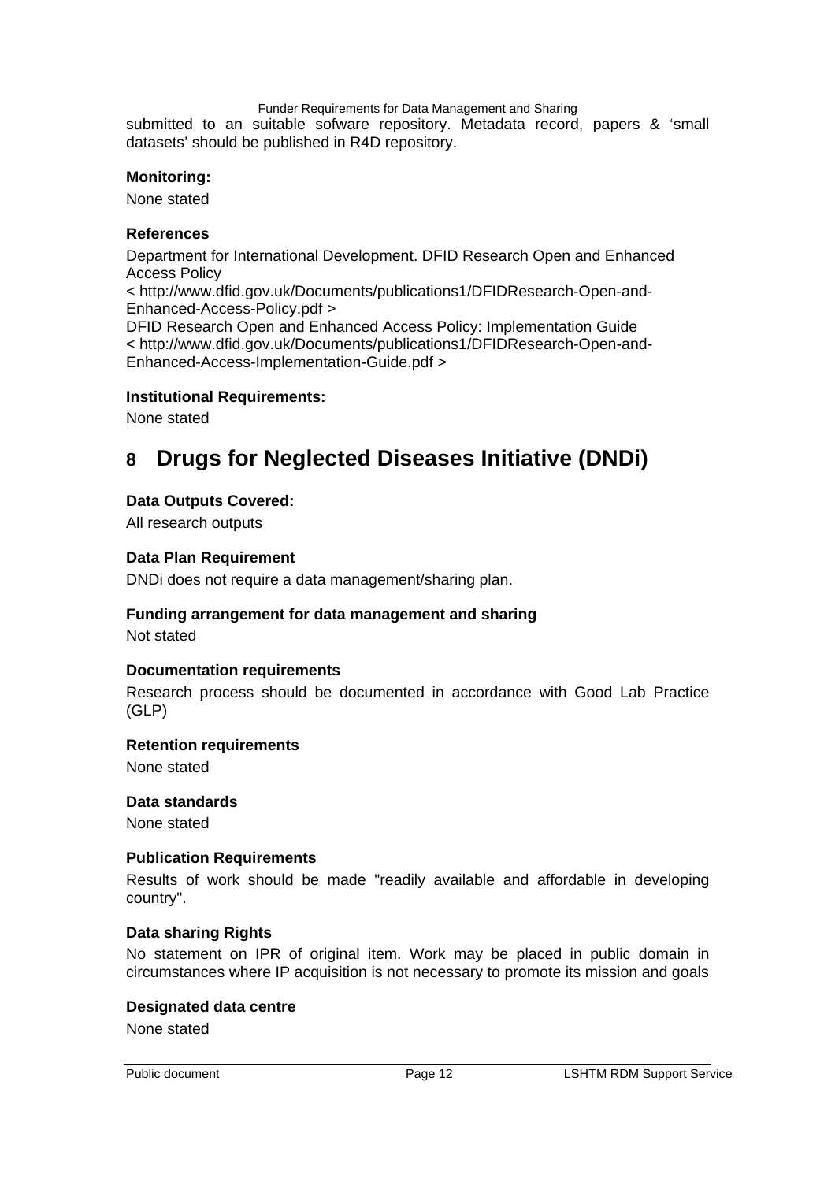submitted to an suitable sofware repository. Metadata record, papers & 'small datasets' should be published in R4D repository.

**Monitoring:**

None stated

**References**

Department for International Development. DFID Research Open and Enhanced Access Policy
< http://www.dfid.gov.uk/Documents/publications1/DFIDResearch-Open-and-Enhanced-Access-Policy.pdf >
DFID Research Open and Enhanced Access Policy: Implementation Guide
< http://www.dfid.gov.uk/Documents/publications1/DFIDResearch-Open-and-Enhanced-Access-Implementation-Guide.pdf >

**Institutional Requirements:**

None stated

# 8 Drugs for Neglected Diseases Initiative (DNDi)

**Data Outputs Covered:**

All research outputs

**Data Plan Requirement**

DNDi does not require a data management/sharing plan.

**Funding arrangement for data management and sharing**

Not stated

**Documentation requirements**

Research process should be documented in accordance with Good Lab Practice (GLP)

**Retention requirements**

None stated

**Data standards**

None stated

**Publication Requirements**

Results of work should be made "readily available and affordable in developing country".

**Data sharing Rights**

No statement on IPR of original item. Work may be placed in public domain in circumstances where IP acquisition is not necessary to promote its mission and goals

**Designated data centre**

None stated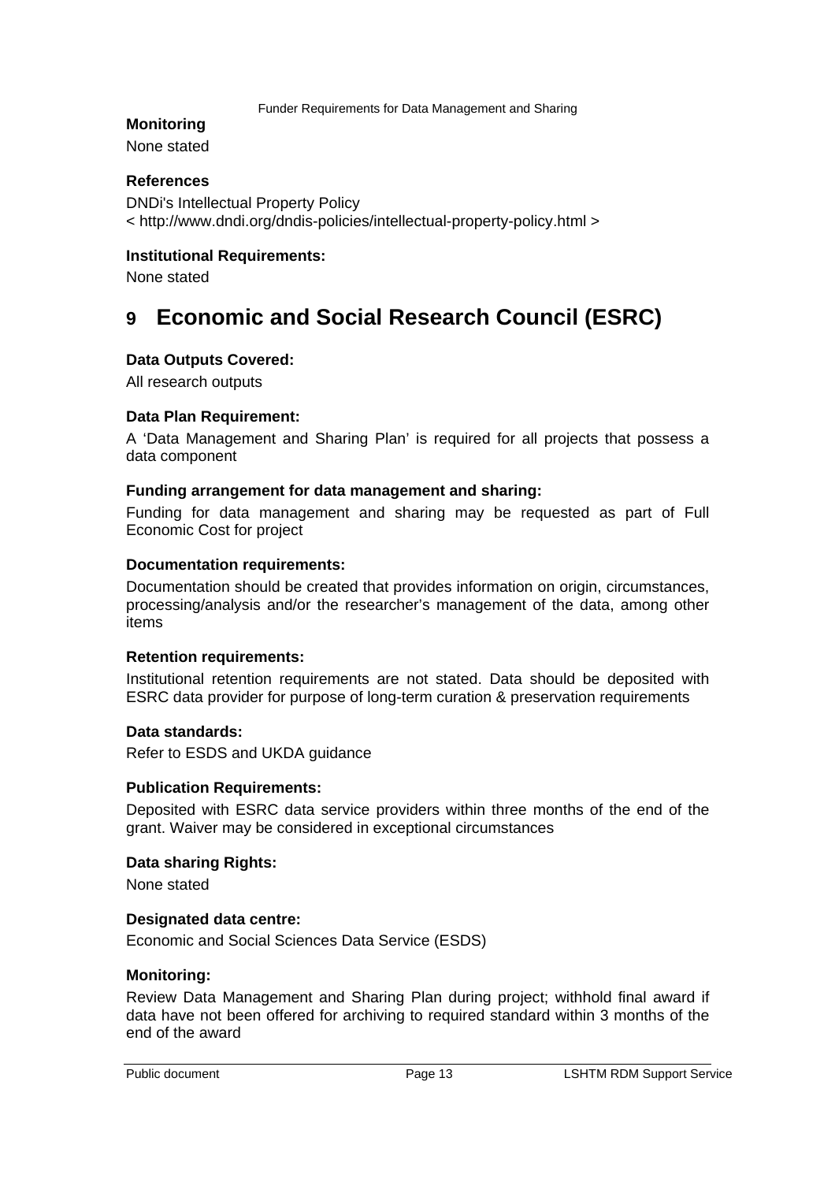**Monitoring**

None stated

**References**

DNDi's Intellectual Property Policy
< http://www.dndi.org/dndis-policies/intellectual-property-policy.html >

**Institutional Requirements:**

None stated

# 9 Economic and Social Research Council (ESRC)

**Data Outputs Covered:**

All research outputs

**Data Plan Requirement:**

A 'Data Management and Sharing Plan' is required for all projects that possess a data component

**Funding arrangement for data management and sharing:**

Funding for data management and sharing may be requested as part of Full Economic Cost for project

**Documentation requirements:**

Documentation should be created that provides information on origin, circumstances, processing/analysis and/or the researcher's management of the data, among other items

**Retention requirements:**

Institutional retention requirements are not stated. Data should be deposited with ESRC data provider for purpose of long-term curation & preservation requirements

**Data standards:**

Refer to ESDS and UKDA guidance

**Publication Requirements:**

Deposited with ESRC data service providers within three months of the end of the grant. Waiver may be considered in exceptional circumstances

**Data sharing Rights:**

None stated

**Designated data centre:**

Economic and Social Sciences Data Service (ESDS)

**Monitoring:**

Review Data Management and Sharing Plan during project; withhold final award if data have not been offered for archiving to required standard within 3 months of the end of the award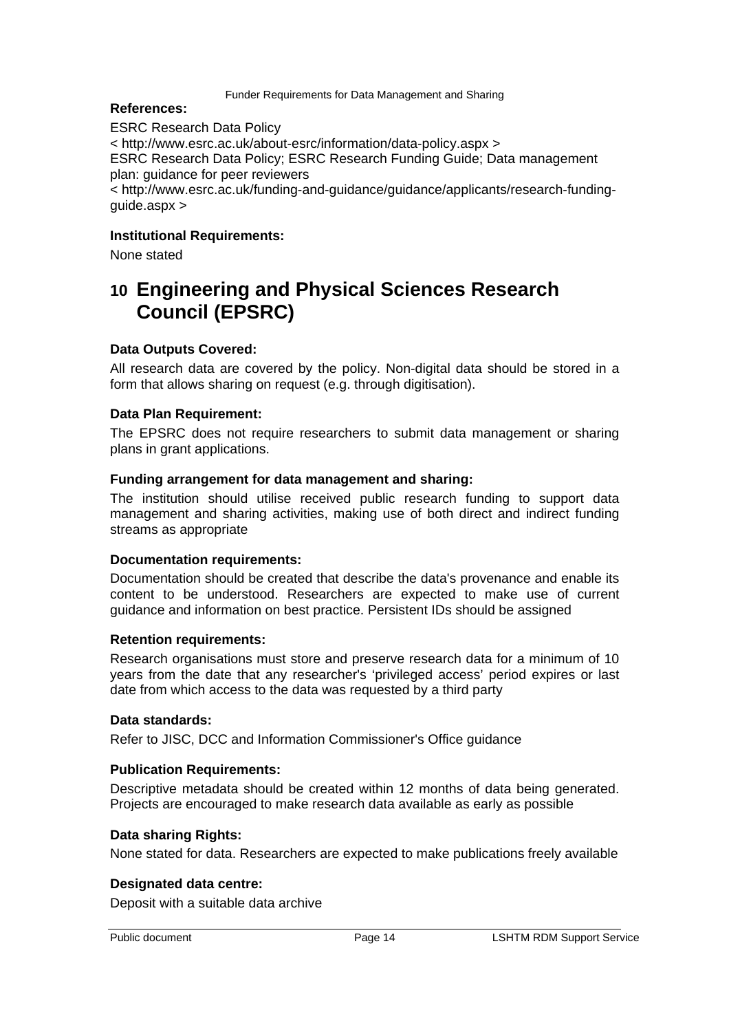**References:**

ESRC Research Data Policy
< http://www.esrc.ac.uk/about-esrc/information/data-policy.aspx >
ESRC Research Data Policy; ESRC Research Funding Guide; Data management plan: guidance for peer reviewers
< http://www.esrc.ac.uk/funding-and-guidance/guidance/applicants/research-funding-guide.aspx >

**Institutional Requirements:**

None stated

# 10 Engineering and Physical Sciences Research Council (EPSRC)

**Data Outputs Covered:**

All research data are covered by the policy. Non-digital data should be stored in a form that allows sharing on request (e.g. through digitisation).

**Data Plan Requirement:**

The EPSRC does not require researchers to submit data management or sharing plans in grant applications.

**Funding arrangement for data management and sharing:**

The institution should utilise received public research funding to support data management and sharing activities, making use of both direct and indirect funding streams as appropriate

**Documentation requirements:**

Documentation should be created that describe the data's provenance and enable its content to be understood. Researchers are expected to make use of current guidance and information on best practice. Persistent IDs should be assigned

**Retention requirements:**

Research organisations must store and preserve research data for a minimum of 10 years from the date that any researcher's 'privileged access' period expires or last date from which access to the data was requested by a third party

**Data standards:**

Refer to JISC, DCC and Information Commissioner's Office guidance

**Publication Requirements:**

Descriptive metadata should be created within 12 months of data being generated. Projects are encouraged to make research data available as early as possible

**Data sharing Rights:**

None stated for data. Researchers are expected to make publications freely available

**Designated data centre:**

Deposit with a suitable data archive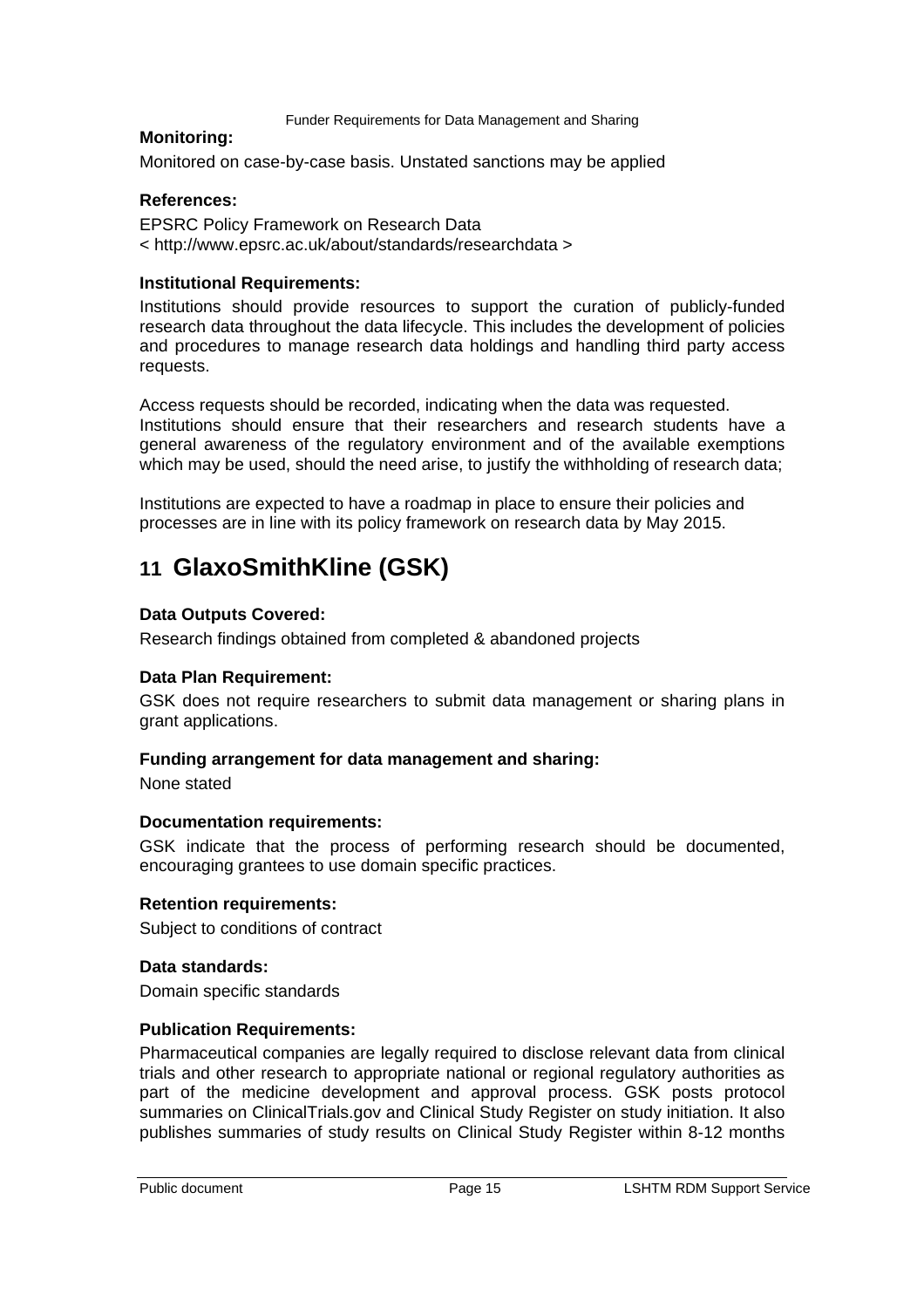**Monitoring:**

Monitored on case-by-case basis. Unstated sanctions may be applied

**References:**

EPSRC Policy Framework on Research Data
< http://www.epsrc.ac.uk/about/standards/researchdata >

**Institutional Requirements:**

Institutions should provide resources to support the curation of publicly-funded research data throughout the data lifecycle. This includes the development of policies and procedures to manage research data holdings and handling third party access requests.

Access requests should be recorded, indicating when the data was requested.
Institutions should ensure that their researchers and research students have a general awareness of the regulatory environment and of the available exemptions which may be used, should the need arise, to justify the withholding of research data;

Institutions are expected to have a roadmap in place to ensure their policies and processes are in line with its policy framework on research data by May 2015.

# 11 GlaxoSmithKline (GSK)

**Data Outputs Covered:**

Research findings obtained from completed & abandoned projects

**Data Plan Requirement:**

GSK does not require researchers to submit data management or sharing plans in grant applications.

**Funding arrangement for data management and sharing:**

None stated

**Documentation requirements:**

GSK indicate that the process of performing research should be documented, encouraging grantees to use domain specific practices.

**Retention requirements:**

Subject to conditions of contract

**Data standards:**

Domain specific standards

**Publication Requirements:**

Pharmaceutical companies are legally required to disclose relevant data from clinical trials and other research to appropriate national or regional regulatory authorities as part of the medicine development and approval process. GSK posts protocol summaries on ClinicalTrials.gov and Clinical Study Register on study initiation. It also publishes summaries of study results on Clinical Study Register within 8-12 months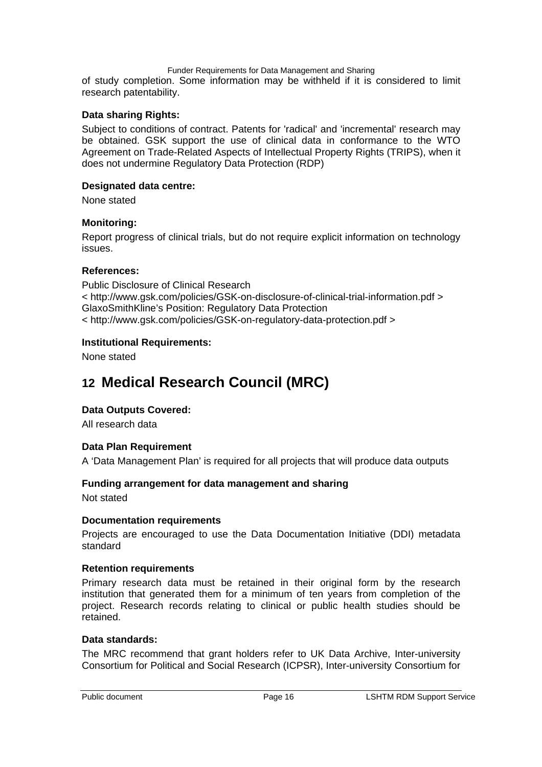of study completion. Some information may be withheld if it is considered to limit research patentability.

**Data sharing Rights:**

Subject to conditions of contract. Patents for 'radical' and 'incremental' research may be obtained. GSK support the use of clinical data in conformance to the WTO Agreement on Trade-Related Aspects of Intellectual Property Rights (TRIPS), when it does not undermine Regulatory Data Protection (RDP)

**Designated data centre:**

None stated

**Monitoring:**

Report progress of clinical trials, but do not require explicit information on technology issues.

**References:**

Public Disclosure of Clinical Research
< http://www.gsk.com/policies/GSK-on-disclosure-of-clinical-trial-information.pdf >
GlaxoSmithKline's Position: Regulatory Data Protection
< http://www.gsk.com/policies/GSK-on-regulatory-data-protection.pdf >

**Institutional Requirements:**

None stated

# 12 Medical Research Council (MRC)

**Data Outputs Covered:**

All research data

**Data Plan Requirement**

A 'Data Management Plan' is required for all projects that will produce data outputs

**Funding arrangement for data management and sharing**

Not stated

**Documentation requirements**

Projects are encouraged to use the Data Documentation Initiative (DDI) metadata standard

**Retention requirements**

Primary research data must be retained in their original form by the research institution that generated them for a minimum of ten years from completion of the project. Research records relating to clinical or public health studies should be retained.

**Data standards:**

The MRC recommend that grant holders refer to UK Data Archive, Inter-university Consortium for Political and Social Research (ICPSR), Inter-university Consortium for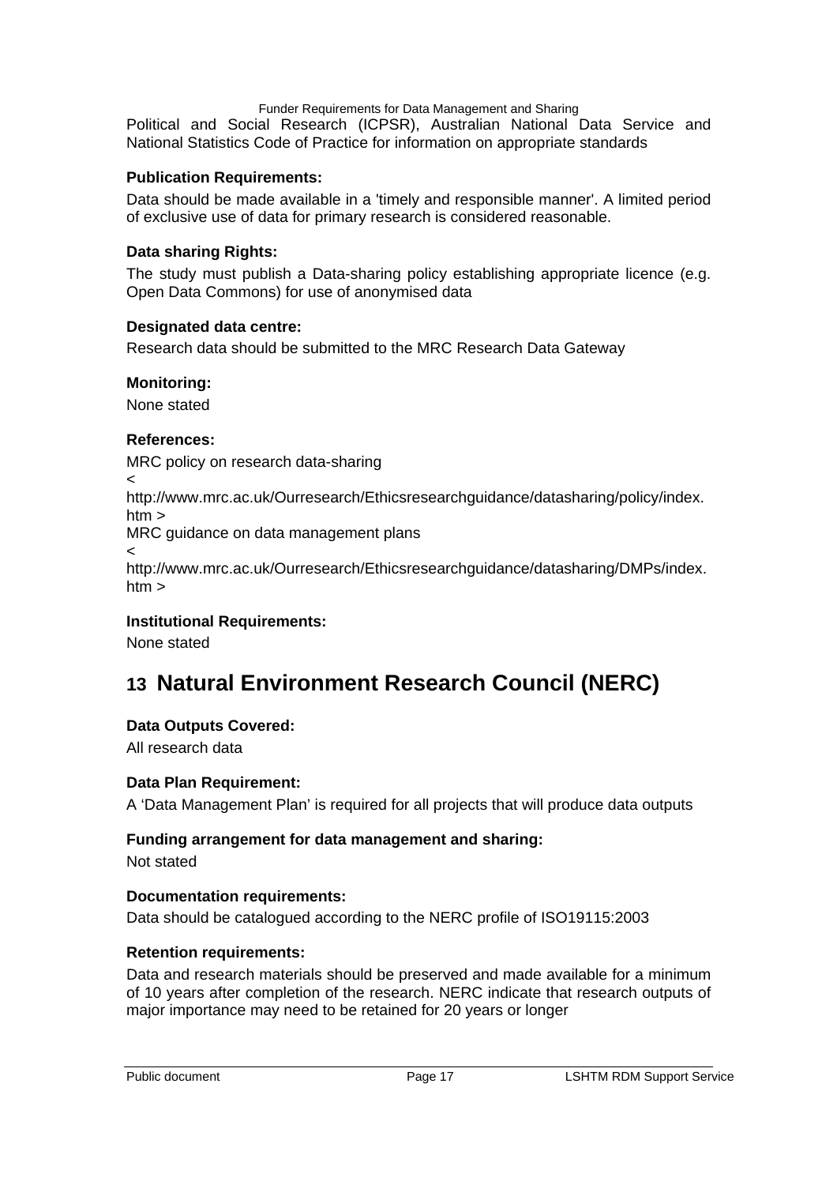Political and Social Research (ICPSR), Australian National Data Service and National Statistics Code of Practice for information on appropriate standards

**Publication Requirements:**

Data should be made available in a 'timely and responsible manner'. A limited period of exclusive use of data for primary research is considered reasonable.

**Data sharing Rights:**

The study must publish a Data-sharing policy establishing appropriate licence (e.g. Open Data Commons) for use of anonymised data

**Designated data centre:**

Research data should be submitted to the MRC Research Data Gateway

**Monitoring:**

None stated

**References:**

MRC policy on research data-sharing
< http://www.mrc.ac.uk/Ourresearch/Ethicsresearchguidance/datasharing/policy/index.htm >
MRC guidance on data management plans
< http://www.mrc.ac.uk/Ourresearch/Ethicsresearchguidance/datasharing/DMPs/index.htm >

**Institutional Requirements:**

None stated

# 13 Natural Environment Research Council (NERC)

**Data Outputs Covered:**

All research data

**Data Plan Requirement:**

A ‘Data Management Plan’ is required for all projects that will produce data outputs

**Funding arrangement for data management and sharing:**

Not stated

**Documentation requirements:**

Data should be catalogued according to the NERC profile of ISO19115:2003

**Retention requirements:**

Data and research materials should be preserved and made available for a minimum of 10 years after completion of the research. NERC indicate that research outputs of major importance may need to be retained for 20 years or longer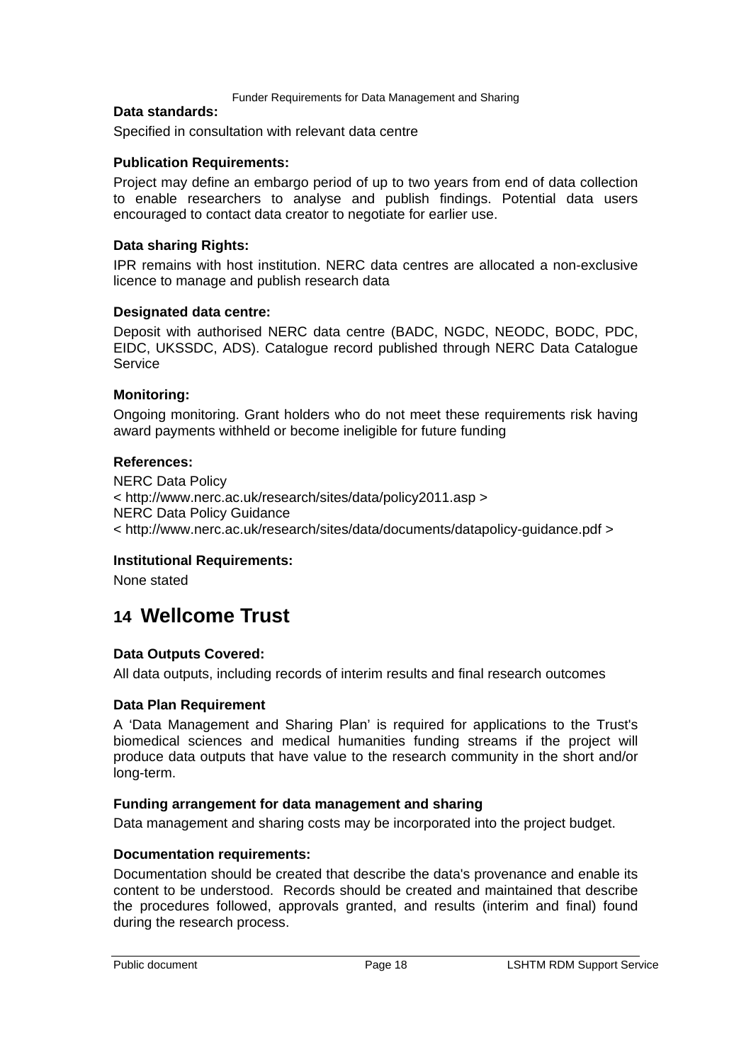**Data standards:**

Specified in consultation with relevant data centre

**Publication Requirements:**

Project may define an embargo period of up to two years from end of data collection to enable researchers to analyse and publish findings. Potential data users encouraged to contact data creator to negotiate for earlier use.

**Data sharing Rights:**

IPR remains with host institution. NERC data centres are allocated a non-exclusive licence to manage and publish research data

**Designated data centre:**

Deposit with authorised NERC data centre (BADC, NGDC, NEODC, BODC, PDC, EIDC, UKSSDC, ADS). Catalogue record published through NERC Data Catalogue Service

**Monitoring:**

Ongoing monitoring. Grant holders who do not meet these requirements risk having award payments withheld or become ineligible for future funding

**References:**

NERC Data Policy
< http://www.nerc.ac.uk/research/sites/data/policy2011.asp >
NERC Data Policy Guidance
< http://www.nerc.ac.uk/research/sites/data/documents/datapolicy-guidance.pdf >

**Institutional Requirements:**

None stated

# 14 Wellcome Trust

**Data Outputs Covered:**

All data outputs, including records of interim results and final research outcomes

**Data Plan Requirement**

A 'Data Management and Sharing Plan' is required for applications to the Trust's biomedical sciences and medical humanities funding streams if the project will produce data outputs that have value to the research community in the short and/or long-term.

**Funding arrangement for data management and sharing**

Data management and sharing costs may be incorporated into the project budget.

**Documentation requirements:**

Documentation should be created that describe the data's provenance and enable its content to be understood. Records should be created and maintained that describe the procedures followed, approvals granted, and results (interim and final) found during the research process.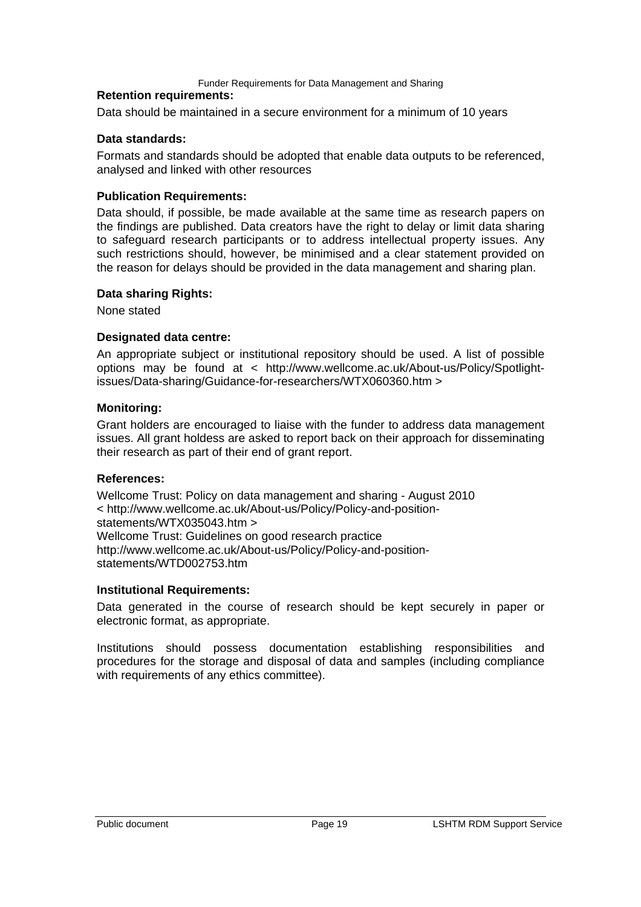**Retention requirements:**

Data should be maintained in a secure environment for a minimum of 10 years

**Data standards:**

Formats and standards should be adopted that enable data outputs to be referenced, analysed and linked with other resources

**Publication Requirements:**

Data should, if possible, be made available at the same time as research papers on the findings are published. Data creators have the right to delay or limit data sharing to safeguard research participants or to address intellectual property issues. Any such restrictions should, however, be minimised and a clear statement provided on the reason for delays should be provided in the data management and sharing plan.

**Data sharing Rights:**

None stated

**Designated data centre:**

An appropriate subject or institutional repository should be used. A list of possible options may be found at < http://www.wellcome.ac.uk/About-us/Policy/Spotlight-issues/Data-sharing/Guidance-for-researchers/WTX060360.htm >

**Monitoring:**

Grant holders are encouraged to liaise with the funder to address data management issues. All grant holdess are asked to report back on their approach for disseminating their research as part of their end of grant report.

**References:**

Wellcome Trust: Policy on data management and sharing - August 2010
< http://www.wellcome.ac.uk/About-us/Policy/Policy-and-position-statements/WTX035043.htm >
Wellcome Trust: Guidelines on good research practice
http://www.wellcome.ac.uk/About-us/Policy/Policy-and-position-statements/WTD002753.htm

**Institutional Requirements:**

Data generated in the course of research should be kept securely in paper or electronic format, as appropriate.

Institutions should possess documentation establishing responsibilities and procedures for the storage and disposal of data and samples (including compliance with requirements of any ethics committee).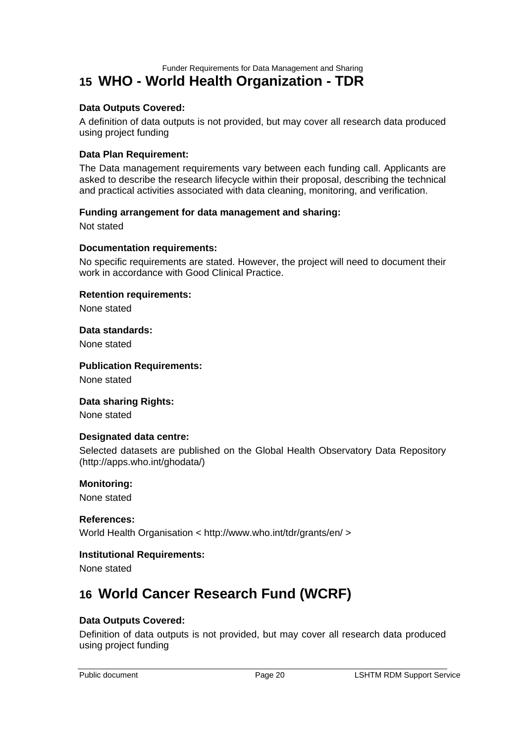# 15 WHO - World Health Organization - TDR

**Data Outputs Covered:**

A definition of data outputs is not provided, but may cover all research data produced using project funding

**Data Plan Requirement:**

The Data management requirements vary between each funding call. Applicants are asked to describe the research lifecycle within their proposal, describing the technical and practical activities associated with data cleaning, monitoring, and verification.

**Funding arrangement for data management and sharing:**

Not stated

**Documentation requirements:**

No specific requirements are stated. However, the project will need to document their work in accordance with Good Clinical Practice.

**Retention requirements:**

None stated

**Data standards:**

None stated

**Publication Requirements:**

None stated

**Data sharing Rights:**

None stated

**Designated data centre:**

Selected datasets are published on the Global Health Observatory Data Repository (http://apps.who.int/ghodata/)

**Monitoring:**

None stated

**References:**

World Health Organisation < http://www.who.int/tdr/grants/en/ >

**Institutional Requirements:**

None stated

# 16 World Cancer Research Fund (WCRF)

**Data Outputs Covered:**

Definition of data outputs is not provided, but may cover all research data produced using project funding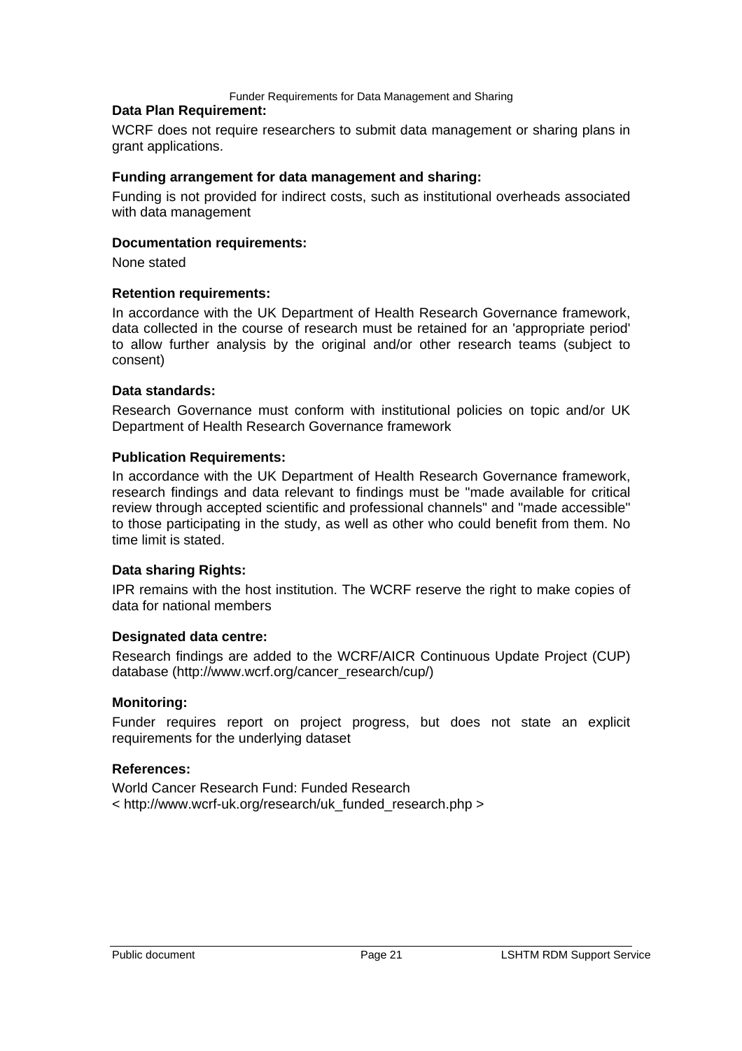**Data Plan Requirement:**

WCRF does not require researchers to submit data management or sharing plans in grant applications.

**Funding arrangement for data management and sharing:**

Funding is not provided for indirect costs, such as institutional overheads associated with data management

**Documentation requirements:**

None stated

**Retention requirements:**

In accordance with the UK Department of Health Research Governance framework, data collected in the course of research must be retained for an 'appropriate period' to allow further analysis by the original and/or other research teams (subject to consent)

**Data standards:**

Research Governance must conform with institutional policies on topic and/or UK Department of Health Research Governance framework

**Publication Requirements:**

In accordance with the UK Department of Health Research Governance framework, research findings and data relevant to findings must be "made available for critical review through accepted scientific and professional channels" and "made accessible" to those participating in the study, as well as other who could benefit from them. No time limit is stated.

**Data sharing Rights:**

IPR remains with the host institution. The WCRF reserve the right to make copies of data for national members

**Designated data centre:**

Research findings are added to the WCRF/AICR Continuous Update Project (CUP) database (http://www.wcrf.org/cancer_research/cup/)

**Monitoring:**

Funder requires report on project progress, but does not state an explicit requirements for the underlying dataset

**References:**

World Cancer Research Fund: Funded Research
< http://www.wcrf-uk.org/research/uk_funded_research.php >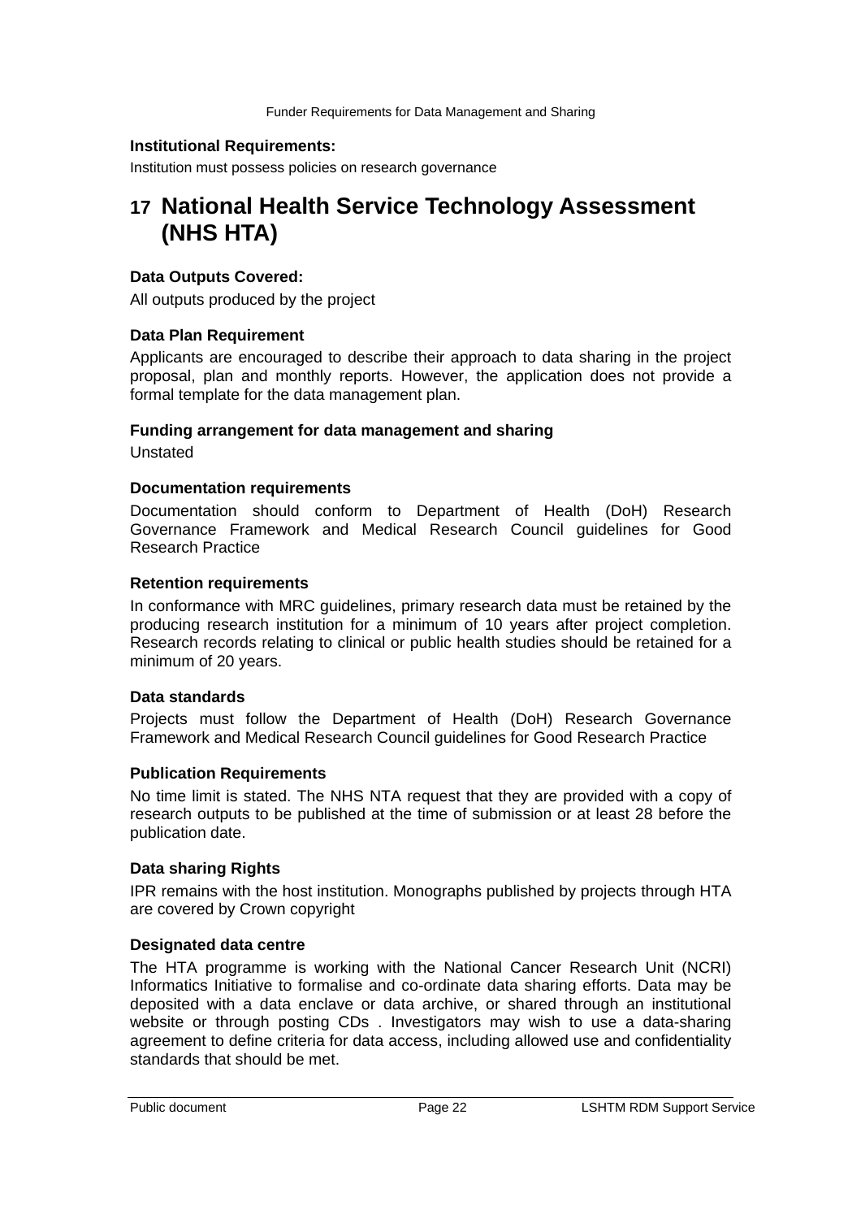**Institutional Requirements:**

Institution must possess policies on research governance

# 17 National Health Service Technology Assessment (NHS HTA)

**Data Outputs Covered:**

All outputs produced by the project

**Data Plan Requirement**

Applicants are encouraged to describe their approach to data sharing in the project proposal, plan and monthly reports. However, the application does not provide a formal template for the data management plan.

**Funding arrangement for data management and sharing**

Unstated

**Documentation requirements**

Documentation should conform to Department of Health (DoH) Research Governance Framework and Medical Research Council guidelines for Good Research Practice

**Retention requirements**

In conformance with MRC guidelines, primary research data must be retained by the producing research institution for a minimum of 10 years after project completion. Research records relating to clinical or public health studies should be retained for a minimum of 20 years.

**Data standards**

Projects must follow the Department of Health (DoH) Research Governance Framework and Medical Research Council guidelines for Good Research Practice

**Publication Requirements**

No time limit is stated. The NHS NTA request that they are provided with a copy of research outputs to be published at the time of submission or at least 28 before the publication date.

**Data sharing Rights**

IPR remains with the host institution. Monographs published by projects through HTA are covered by Crown copyright

**Designated data centre**

The HTA programme is working with the National Cancer Research Unit (NCRI) Informatics Initiative to formalise and co-ordinate data sharing efforts. Data may be deposited with a data enclave or data archive, or shared through an institutional website or through posting CDs . Investigators may wish to use a data-sharing agreement to define criteria for data access, including allowed use and confidentiality standards that should be met.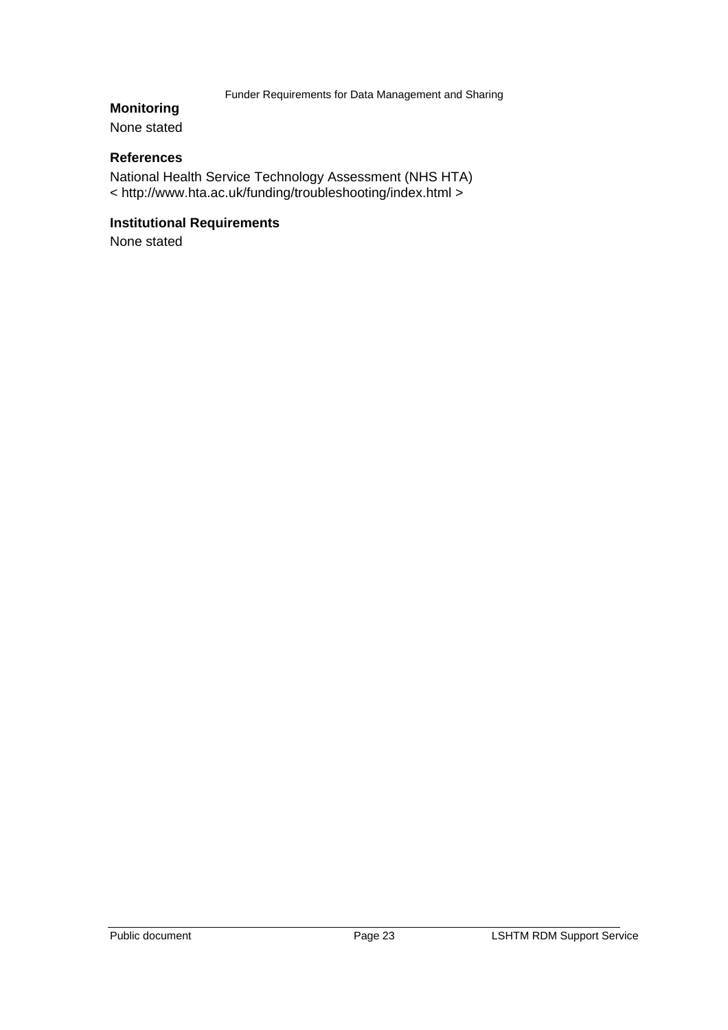### Monitoring

None stated

### References

National Health Service Technology Assessment (NHS HTA)
< http://www.hta.ac.uk/funding/troubleshooting/index.html >

### Institutional Requirements

None stated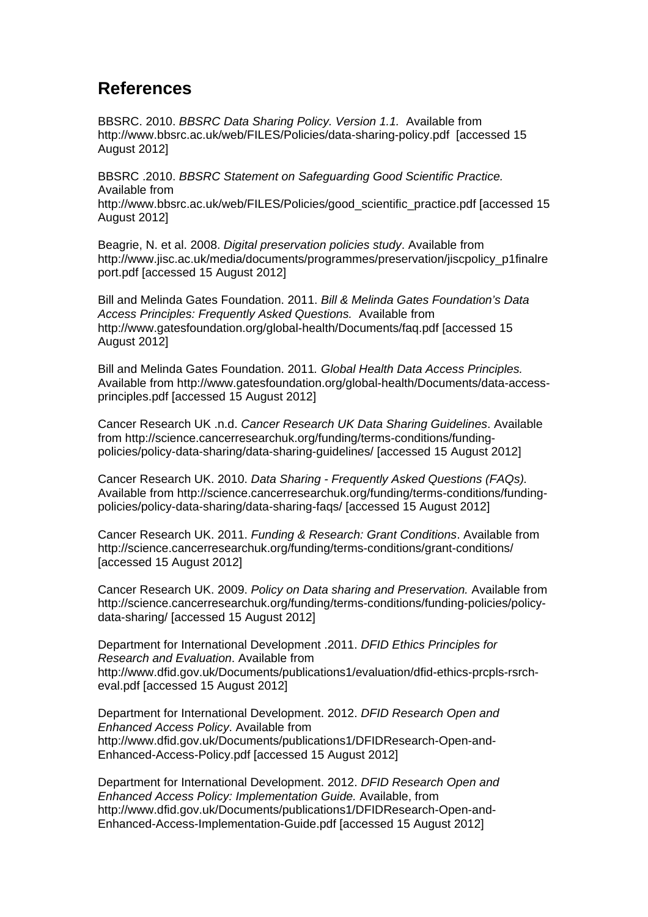## References

BBSRC. 2010. *BBSRC Data Sharing Policy. Version 1.1.* Available from http://www.bbsrc.ac.uk/web/FILES/Policies/data-sharing-policy.pdf [accessed 15 August 2012]

BBSRC .2010. *BBSRC Statement on Safeguarding Good Scientific Practice.* Available from http://www.bbsrc.ac.uk/web/FILES/Policies/good_scientific_practice.pdf [accessed 15 August 2012]

Beagrie, N. et al. 2008. *Digital preservation policies study*. Available from http://www.jisc.ac.uk/media/documents/programmes/preservation/jiscpolicy_p1finalreport.pdf [accessed 15 August 2012]

Bill and Melinda Gates Foundation. 2011. *Bill & Melinda Gates Foundation's Data Access Principles: Frequently Asked Questions.* Available from http://www.gatesfoundation.org/global-health/Documents/faq.pdf [accessed 15 August 2012]

Bill and Melinda Gates Foundation. 2011*. Global Health Data Access Principles.* Available from http://www.gatesfoundation.org/global-health/Documents/data-access-principles.pdf [accessed 15 August 2012]

Cancer Research UK .n.d. *Cancer Research UK Data Sharing Guidelines*. Available from http://science.cancerresearchuk.org/funding/terms-conditions/funding-policies/policy-data-sharing/data-sharing-guidelines/ [accessed 15 August 2012]

Cancer Research UK. 2010. *Data Sharing - Frequently Asked Questions (FAQs).* Available from http://science.cancerresearchuk.org/funding/terms-conditions/funding-policies/policy-data-sharing/data-sharing-faqs/ [accessed 15 August 2012]

Cancer Research UK. 2011. *Funding & Research: Grant Conditions*. Available from http://science.cancerresearchuk.org/funding/terms-conditions/grant-conditions/ [accessed 15 August 2012]

Cancer Research UK. 2009. *Policy on Data sharing and Preservation.* Available from http://science.cancerresearchuk.org/funding/terms-conditions/funding-policies/policy-data-sharing/ [accessed 15 August 2012]

Department for International Development .2011. *DFID Ethics Principles for Research and Evaluation*. Available from http://www.dfid.gov.uk/Documents/publications1/evaluation/dfid-ethics-prcpls-rsrch-eval.pdf [accessed 15 August 2012]

Department for International Development. 2012. *DFID Research Open and Enhanced Access Policy*. Available from http://www.dfid.gov.uk/Documents/publications1/DFIDResearch-Open-and-Enhanced-Access-Policy.pdf [accessed 15 August 2012]

Department for International Development. 2012. *DFID Research Open and Enhanced Access Policy: Implementation Guide.* Available, from http://www.dfid.gov.uk/Documents/publications1/DFIDResearch-Open-and-Enhanced-Access-Implementation-Guide.pdf [accessed 15 August 2012]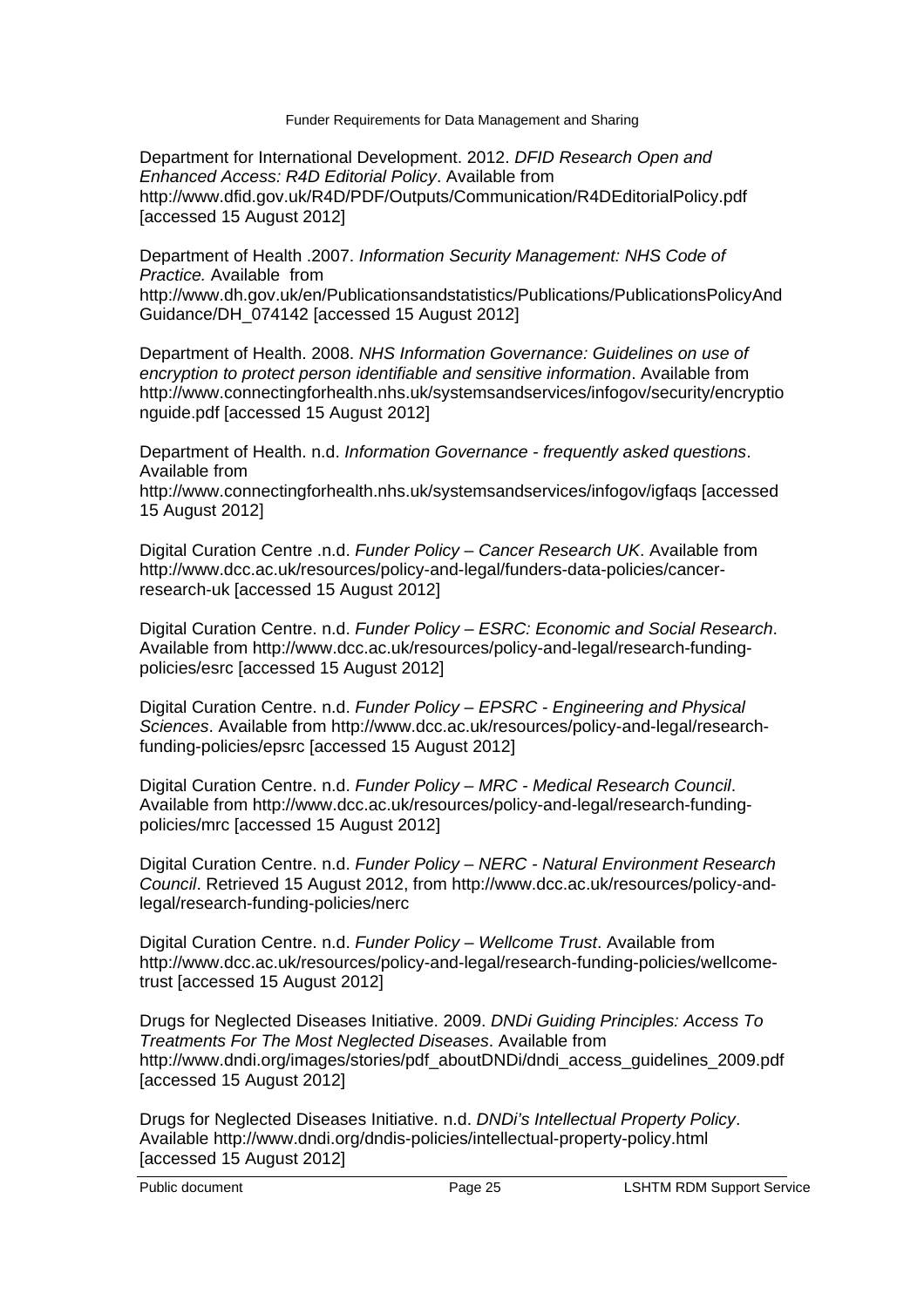Department for International Development. 2012. *DFID Research Open and Enhanced Access: R4D Editorial Policy*. Available from http://www.dfid.gov.uk/R4D/PDF/Outputs/Communication/R4DEditorialPolicy.pdf [accessed 15 August 2012]

Department of Health .2007. *Information Security Management: NHS Code of Practice.* Available from http://www.dh.gov.uk/en/Publicationsandstatistics/Publications/PublicationsPolicyAndGuidance/DH_074142 [accessed 15 August 2012]

Department of Health. 2008. *NHS Information Governance: Guidelines on use of encryption to protect person identifiable and sensitive information*. Available from http://www.connectingforhealth.nhs.uk/systemsandservices/infogov/security/encryptionguide.pdf [accessed 15 August 2012]

Department of Health. n.d. *Information Governance - frequently asked questions*. Available from http://www.connectingforhealth.nhs.uk/systemsandservices/infogov/igfaqs [accessed 15 August 2012]

Digital Curation Centre .n.d. *Funder Policy – Cancer Research UK*. Available from http://www.dcc.ac.uk/resources/policy-and-legal/funders-data-policies/cancer-research-uk [accessed 15 August 2012]

Digital Curation Centre. n.d. *Funder Policy – ESRC: Economic and Social Research*. Available from http://www.dcc.ac.uk/resources/policy-and-legal/research-funding-policies/esrc [accessed 15 August 2012]

Digital Curation Centre. n.d. *Funder Policy – EPSRC - Engineering and Physical Sciences*. Available from http://www.dcc.ac.uk/resources/policy-and-legal/research-funding-policies/epsrc [accessed 15 August 2012]

Digital Curation Centre. n.d. *Funder Policy – MRC - Medical Research Council*. Available from http://www.dcc.ac.uk/resources/policy-and-legal/research-funding-policies/mrc [accessed 15 August 2012]

Digital Curation Centre. n.d. *Funder Policy – NERC - Natural Environment Research Council*. Retrieved 15 August 2012, from http://www.dcc.ac.uk/resources/policy-and-legal/research-funding-policies/nerc

Digital Curation Centre. n.d. *Funder Policy – Wellcome Trust*. Available from http://www.dcc.ac.uk/resources/policy-and-legal/research-funding-policies/wellcome-trust [accessed 15 August 2012]

Drugs for Neglected Diseases Initiative. 2009. *DNDi Guiding Principles: Access To Treatments For The Most Neglected Diseases*. Available from http://www.dndi.org/images/stories/pdf_aboutDNDi/dndi_access_guidelines_2009.pdf [accessed 15 August 2012]

Drugs for Neglected Diseases Initiative. n.d. *DNDi's Intellectual Property Policy*. Available http://www.dndi.org/dndis-policies/intellectual-property-policy.html [accessed 15 August 2012]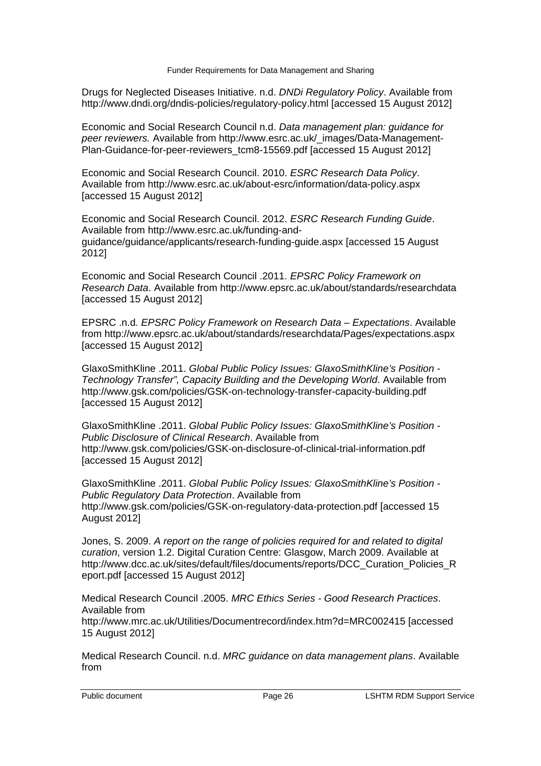Drugs for Neglected Diseases Initiative. n.d. *DNDi Regulatory Policy*. Available from http://www.dndi.org/dndis-policies/regulatory-policy.html [accessed 15 August 2012]

Economic and Social Research Council n.d. *Data management plan: guidance for peer reviewers.* Available from http://www.esrc.ac.uk/_images/Data-Management-Plan-Guidance-for-peer-reviewers_tcm8-15569.pdf [accessed 15 August 2012]

Economic and Social Research Council. 2010. *ESRC Research Data Policy*. Available from http://www.esrc.ac.uk/about-esrc/information/data-policy.aspx [accessed 15 August 2012]

Economic and Social Research Council. 2012. *ESRC Research Funding Guide*. Available from http://www.esrc.ac.uk/funding-and-guidance/guidance/applicants/research-funding-guide.aspx [accessed 15 August 2012]

Economic and Social Research Council .2011. *EPSRC Policy Framework on Research Data*. Available from http://www.epsrc.ac.uk/about/standards/researchdata [accessed 15 August 2012]

EPSRC .n.d*. EPSRC Policy Framework on Research Data – Expectations*. Available from http://www.epsrc.ac.uk/about/standards/researchdata/Pages/expectations.aspx [accessed 15 August 2012]

GlaxoSmithKline .2011. *Global Public Policy Issues: GlaxoSmithKline's Position - Technology Transfer", Capacity Building and the Developing World*. Available from http://www.gsk.com/policies/GSK-on-technology-transfer-capacity-building.pdf [accessed 15 August 2012]

GlaxoSmithKline .2011. *Global Public Policy Issues: GlaxoSmithKline's Position - Public Disclosure of Clinical Research*. Available from http://www.gsk.com/policies/GSK-on-disclosure-of-clinical-trial-information.pdf [accessed 15 August 2012]

GlaxoSmithKline .2011. *Global Public Policy Issues: GlaxoSmithKline's Position - Public Regulatory Data Protection*. Available from http://www.gsk.com/policies/GSK-on-regulatory-data-protection.pdf [accessed 15 August 2012]

Jones, S. 2009. *A report on the range of policies required for and related to digital curation*, version 1.2. Digital Curation Centre: Glasgow, March 2009. Available at http://www.dcc.ac.uk/sites/default/files/documents/reports/DCC_Curation_Policies_Report.pdf [accessed 15 August 2012]

Medical Research Council .2005. *MRC Ethics Series - Good Research Practices*. Available from http://www.mrc.ac.uk/Utilities/Documentrecord/index.htm?d=MRC002415 [accessed 15 August 2012]

Medical Research Council. n.d. *MRC guidance on data management plans*. Available from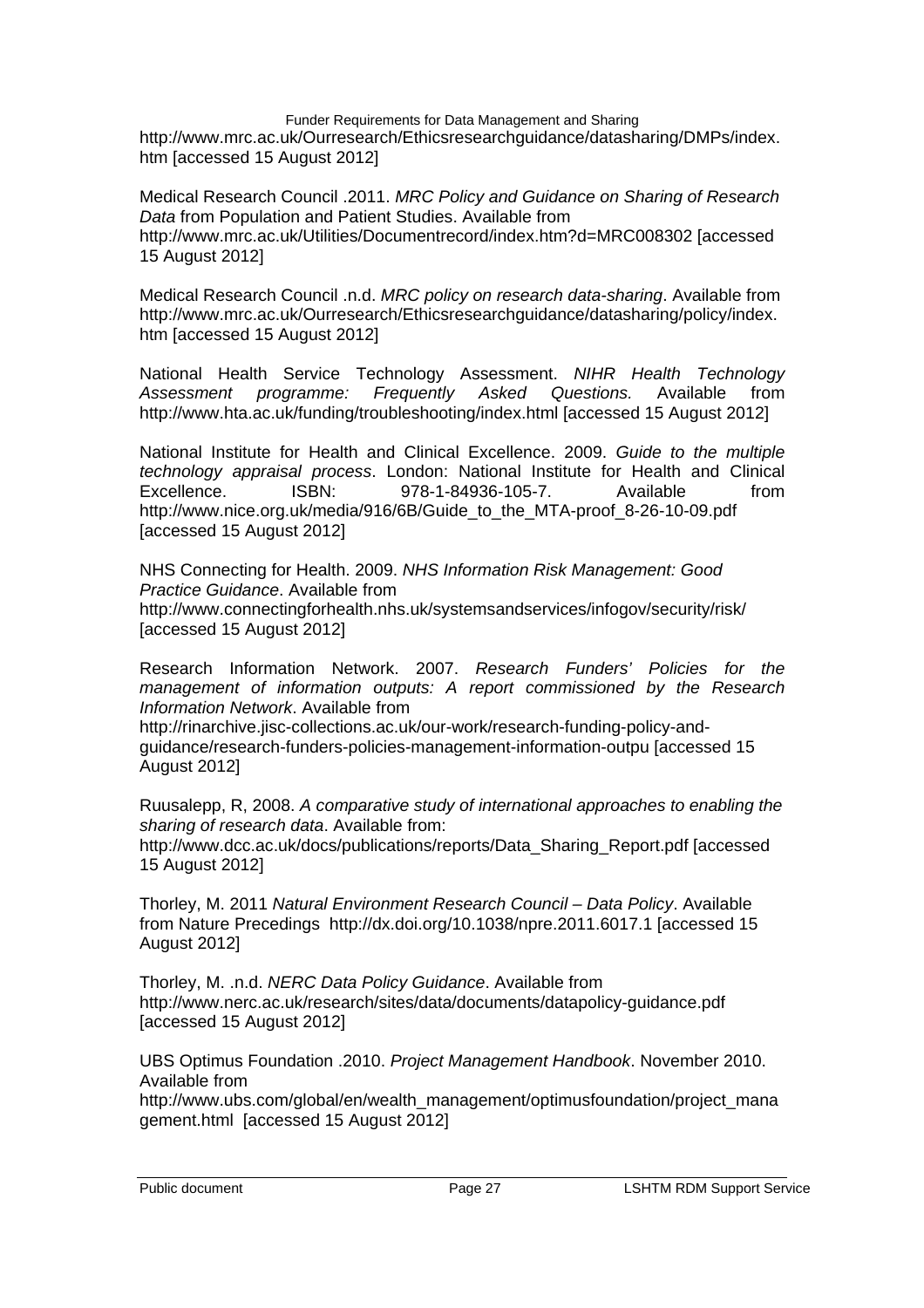http://www.mrc.ac.uk/Ourresearch/Ethicsresearchguidance/datasharing/DMPs/index.htm [accessed 15 August 2012]

Medical Research Council .2011. *MRC Policy and Guidance on Sharing of Research Data* from Population and Patient Studies. Available from http://www.mrc.ac.uk/Utilities/Documentrecord/index.htm?d=MRC008302 [accessed 15 August 2012]

Medical Research Council .n.d. *MRC policy on research data-sharing*. Available from http://www.mrc.ac.uk/Ourresearch/Ethicsresearchguidance/datasharing/policy/index.htm [accessed 15 August 2012]

National Health Service Technology Assessment. *NIHR Health Technology Assessment programme: Frequently Asked Questions.* Available from http://www.hta.ac.uk/funding/troubleshooting/index.html [accessed 15 August 2012]

National Institute for Health and Clinical Excellence. 2009. *Guide to the multiple technology appraisal process*. London: National Institute for Health and Clinical Excellence. ISBN: 978-1-84936-105-7. Available from http://www.nice.org.uk/media/916/6B/Guide_to_the_MTA-proof_8-26-10-09.pdf [accessed 15 August 2012]

NHS Connecting for Health. 2009. *NHS Information Risk Management: Good Practice Guidance*. Available from http://www.connectingforhealth.nhs.uk/systemsandservices/infogov/security/risk/ [accessed 15 August 2012]

Research Information Network. 2007. *Research Funders' Policies for the management of information outputs: A report commissioned by the Research Information Network*. Available from http://rinarchive.jisc-collections.ac.uk/our-work/research-funding-policy-and-guidance/research-funders-policies-management-information-outpu [accessed 15 August 2012]

Ruusalepp, R, 2008. *A comparative study of international approaches to enabling the sharing of research data*. Available from: http://www.dcc.ac.uk/docs/publications/reports/Data_Sharing_Report.pdf [accessed 15 August 2012]

Thorley, M. 2011 *Natural Environment Research Council – Data Policy*. Available from Nature Precedings http://dx.doi.org/10.1038/npre.2011.6017.1 [accessed 15 August 2012]

Thorley, M. .n.d. *NERC Data Policy Guidance*. Available from http://www.nerc.ac.uk/research/sites/data/documents/datapolicy-guidance.pdf [accessed 15 August 2012]

UBS Optimus Foundation .2010. *Project Management Handbook*. November 2010. Available from http://www.ubs.com/global/en/wealth_management/optimusfoundation/project_management.html [accessed 15 August 2012]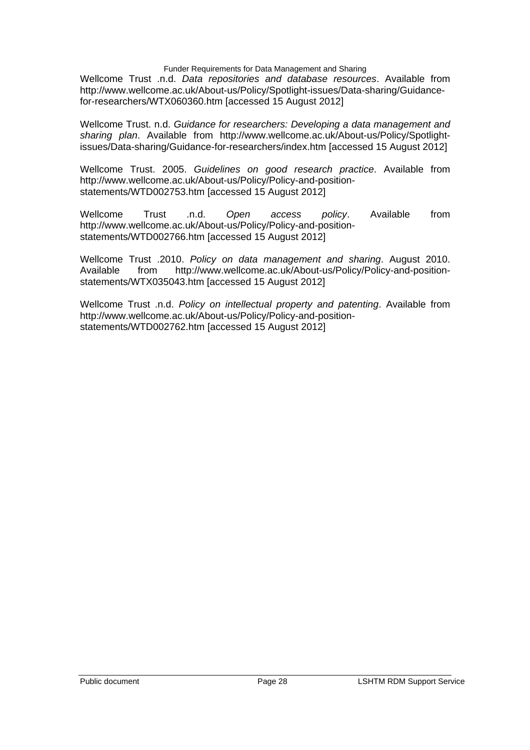Wellcome Trust .n.d. *Data repositories and database resources*. Available from http://www.wellcome.ac.uk/About-us/Policy/Spotlight-issues/Data-sharing/Guidance-for-researchers/WTX060360.htm [accessed 15 August 2012]

Wellcome Trust. n.d. *Guidance for researchers: Developing a data management and sharing plan*. Available from http://www.wellcome.ac.uk/About-us/Policy/Spotlight-issues/Data-sharing/Guidance-for-researchers/index.htm [accessed 15 August 2012]

Wellcome Trust. 2005. *Guidelines on good research practice*. Available from http://www.wellcome.ac.uk/About-us/Policy/Policy-and-position-statements/WTD002753.htm [accessed 15 August 2012]

Wellcome Trust .n.d. *Open access policy*. Available from http://www.wellcome.ac.uk/About-us/Policy/Policy-and-position-statements/WTD002766.htm [accessed 15 August 2012]

Wellcome Trust .2010. *Policy on data management and sharing*. August 2010. Available from http://www.wellcome.ac.uk/About-us/Policy/Policy-and-position-statements/WTX035043.htm [accessed 15 August 2012]

Wellcome Trust .n.d. *Policy on intellectual property and patenting*. Available from http://www.wellcome.ac.uk/About-us/Policy/Policy-and-position-statements/WTD002762.htm [accessed 15 August 2012]